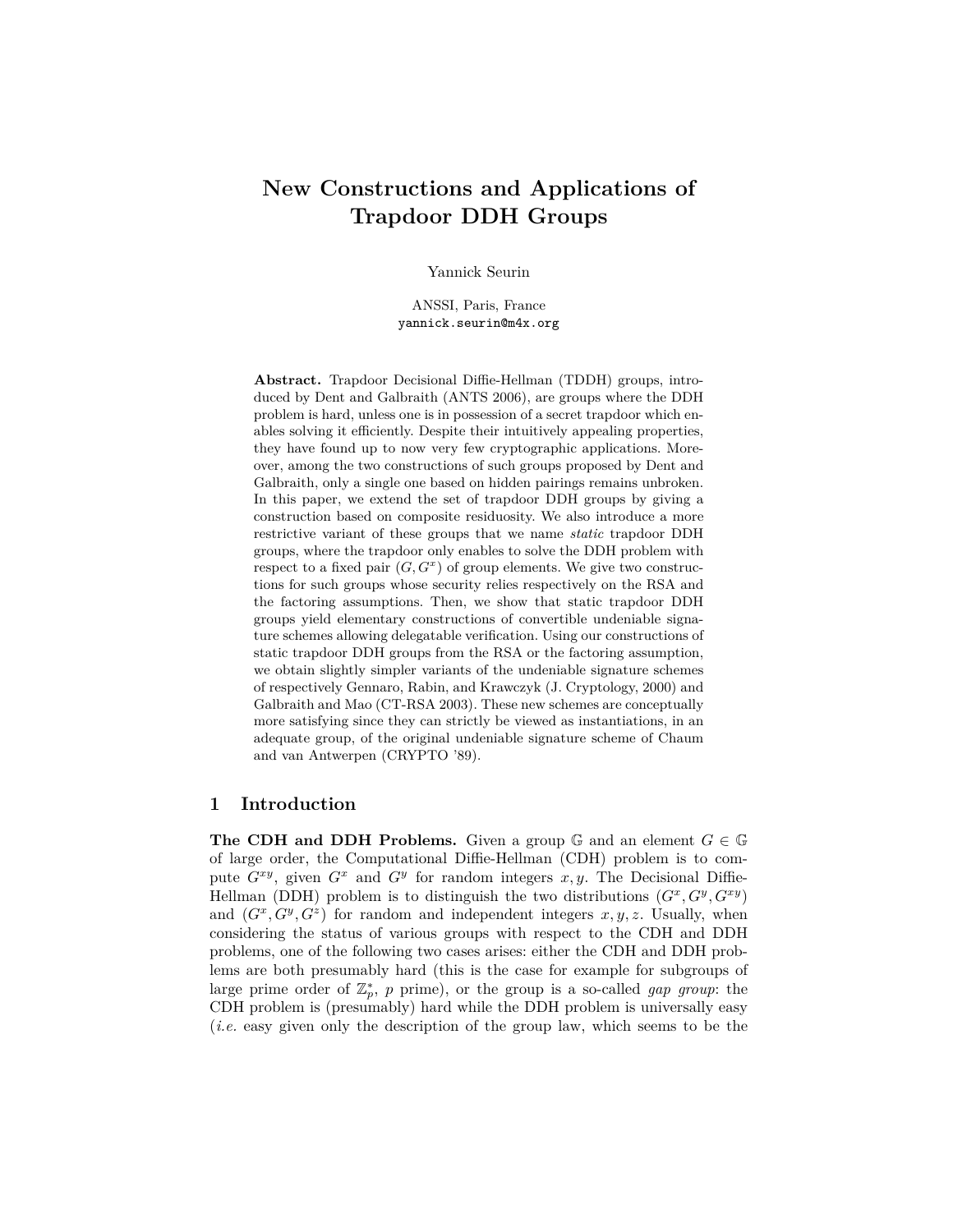# New Constructions and Applications of Trapdoor DDH Groups

Yannick Seurin

ANSSI, Paris, France
yannick.seurin@m4x.org

**Abstract.** Trapdoor Decisional Diffie-Hellman (TDDH) groups, introduced by Dent and Galbraith (ANTS 2006), are groups where the DDH problem is hard, unless one is in possession of a secret trapdoor which enables solving it efficiently. Despite their intuitively appealing properties, they have found up to now very few cryptographic applications. Moreover, among the two constructions of such groups proposed by Dent and Galbraith, only a single one based on hidden pairings remains unbroken. In this paper, we extend the set of trapdoor DDH groups by giving a construction based on composite residuosity. We also introduce a more restrictive variant of these groups that we name *static* trapdoor DDH groups, where the trapdoor only enables to solve the DDH problem with respect to a fixed pair $(G, G^x)$ of group elements. We give two constructions for such groups whose security relies respectively on the RSA and the factoring assumptions. Then, we show that static trapdoor DDH groups yield elementary constructions of convertible undeniable signature schemes allowing delegatable verification. Using our constructions of static trapdoor DDH groups from the RSA or the factoring assumption, we obtain slightly simpler variants of the undeniable signature schemes of respectively Gennaro, Rabin, and Krawczyk (J. Cryptology, 2000) and Galbraith and Mao (CT-RSA 2003). These new schemes are conceptually more satisfying since they can strictly be viewed as instantiations, in an adequate group, of the original undeniable signature scheme of Chaum and van Antwerpen (CRYPTO '89).

## 1 Introduction

**The CDH and DDH Problems.** Given a group $\mathbb{G}$ and an element $G \in \mathbb{G}$ of large order, the Computational Diffie-Hellman (CDH) problem is to compute $G^{xy}$, given $G^x$ and $G^y$ for random integers $x, y$. The Decisional Diffie-Hellman (DDH) problem is to distinguish the two distributions $(G^x, G^y, G^{xy})$ and $(G^x, G^y, G^z)$ for random and independent integers $x, y, z$. Usually, when considering the status of various groups with respect to the CDH and DDH problems, one of the following two cases arises: either the CDH and DDH problems are both presumably hard (this is the case for example for subgroups of large prime order of $\mathbb{Z}_p^*$, $p$ prime), or the group is a so-called *gap group*: the CDH problem is (presumably) hard while the DDH problem is universally easy (*i.e.* easy given only the description of the group law, which seems to be the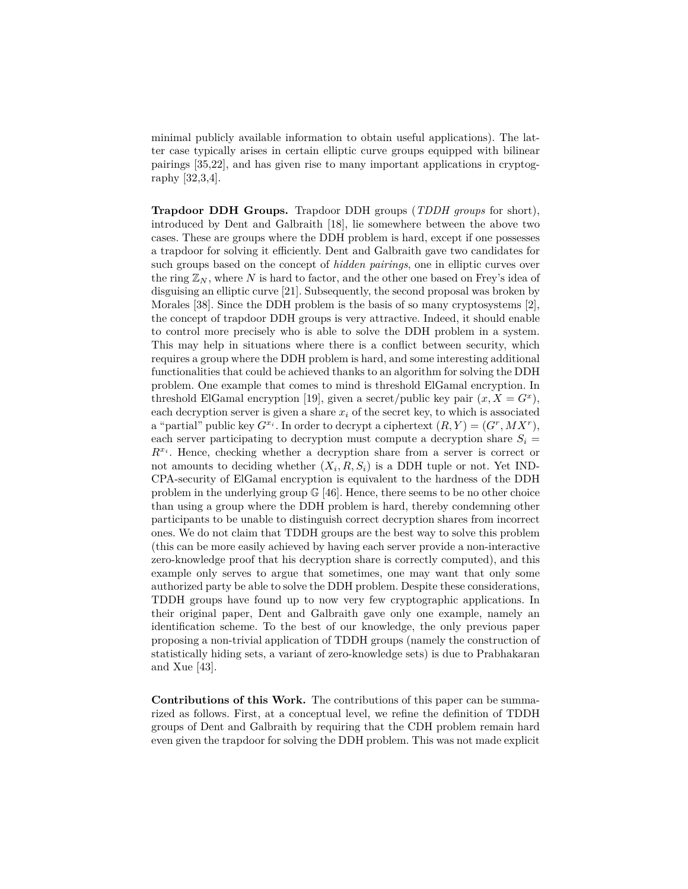minimal publicly available information to obtain useful applications). The latter case typically arises in certain elliptic curve groups equipped with bilinear pairings [35,22], and has given rise to many important applications in cryptography [32,3,4].

**Trapdoor DDH Groups.** Trapdoor DDH groups (*TDDH groups* for short), introduced by Dent and Galbraith [18], lie somewhere between the above two cases. These are groups where the DDH problem is hard, except if one possesses a trapdoor for solving it efficiently. Dent and Galbraith gave two candidates for such groups based on the concept of *hidden pairings*, one in elliptic curves over the ring $\mathbb{Z}_N$, where $N$ is hard to factor, and the other one based on Frey's idea of disguising an elliptic curve [21]. Subsequently, the second proposal was broken by Morales [38]. Since the DDH problem is the basis of so many cryptosystems [2], the concept of trapdoor DDH groups is very attractive. Indeed, it should enable to control more precisely who is able to solve the DDH problem in a system. This may help in situations where there is a conflict between security, which requires a group where the DDH problem is hard, and some interesting additional functionalities that could be achieved thanks to an algorithm for solving the DDH problem. One example that comes to mind is threshold ElGamal encryption. In threshold ElGamal encryption [19], given a secret/public key pair $(x, X = G^x)$, each decryption server is given a share $x_i$ of the secret key, to which is associated a "partial" public key $G^{x_i}$. In order to decrypt a ciphertext $(R, Y) = (G^r, MX^r)$, each server participating to decryption must compute a decryption share $S_i = R^{x_i}$. Hence, checking whether a decryption share from a server is correct or not amounts to deciding whether $(X_i, R, S_i)$ is a DDH tuple or not. Yet IND-CPA-security of ElGamal encryption is equivalent to the hardness of the DDH problem in the underlying group $\mathbb{G}$ [46]. Hence, there seems to be no other choice than using a group where the DDH problem is hard, thereby condemning other participants to be unable to distinguish correct decryption shares from incorrect ones. We do not claim that TDDH groups are the best way to solve this problem (this can be more easily achieved by having each server provide a non-interactive zero-knowledge proof that his decryption share is correctly computed), and this example only serves to argue that sometimes, one may want that only some authorized party be able to solve the DDH problem. Despite these considerations, TDDH groups have found up to now very few cryptographic applications. In their original paper, Dent and Galbraith gave only one example, namely an identification scheme. To the best of our knowledge, the only previous paper proposing a non-trivial application of TDDH groups (namely the construction of statistically hiding sets, a variant of zero-knowledge sets) is due to Prabhakaran and Xue [43].

**Contributions of this Work.** The contributions of this paper can be summarized as follows. First, at a conceptual level, we refine the definition of TDDH groups of Dent and Galbraith by requiring that the CDH problem remain hard even given the trapdoor for solving the DDH problem. This was not made explicit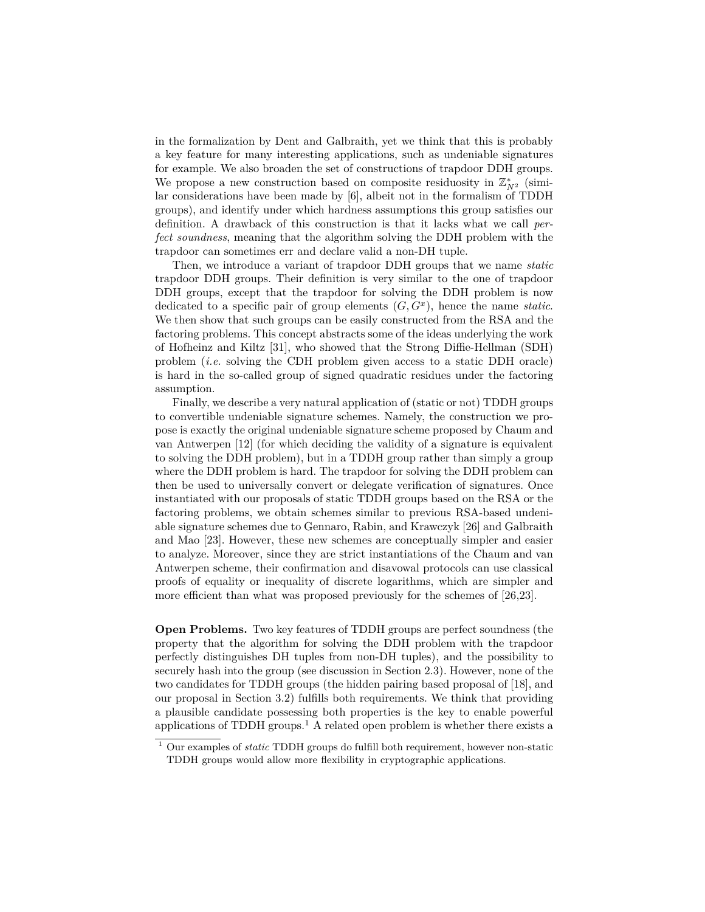in the formalization by Dent and Galbraith, yet we think that this is probably a key feature for many interesting applications, such as undeniable signatures for example. We also broaden the set of constructions of trapdoor DDH groups. We propose a new construction based on composite residuosity in $\mathbb{Z}_{N^2}^*$ (similar considerations have been made by [6], albeit not in the formalism of TDDH groups), and identify under which hardness assumptions this group satisfies our definition. A drawback of this construction is that it lacks what we call *perfect soundness*, meaning that the algorithm solving the DDH problem with the trapdoor can sometimes err and declare valid a non-DH tuple.

Then, we introduce a variant of trapdoor DDH groups that we name *static* trapdoor DDH groups. Their definition is very similar to the one of trapdoor DDH groups, except that the trapdoor for solving the DDH problem is now dedicated to a specific pair of group elements $(G, G^x)$, hence the name *static*. We then show that such groups can be easily constructed from the RSA and the factoring problems. This concept abstracts some of the ideas underlying the work of Hofheinz and Kiltz [31], who showed that the Strong Diffie-Hellman (SDH) problem (*i.e.* solving the CDH problem given access to a static DDH oracle) is hard in the so-called group of signed quadratic residues under the factoring assumption.

Finally, we describe a very natural application of (static or not) TDDH groups to convertible undeniable signature schemes. Namely, the construction we propose is exactly the original undeniable signature scheme proposed by Chaum and van Antwerpen [12] (for which deciding the validity of a signature is equivalent to solving the DDH problem), but in a TDDH group rather than simply a group where the DDH problem is hard. The trapdoor for solving the DDH problem can then be used to universally convert or delegate verification of signatures. Once instantiated with our proposals of static TDDH groups based on the RSA or the factoring problems, we obtain schemes similar to previous RSA-based undeniable signature schemes due to Gennaro, Rabin, and Krawczyk [26] and Galbraith and Mao [23]. However, these new schemes are conceptually simpler and easier to analyze. Moreover, since they are strict instantiations of the Chaum and van Antwerpen scheme, their confirmation and disavowal protocols can use classical proofs of equality or inequality of discrete logarithms, which are simpler and more efficient than what was proposed previously for the schemes of [26,23].

**Open Problems.** Two key features of TDDH groups are perfect soundness (the property that the algorithm for solving the DDH problem with the trapdoor perfectly distinguishes DH tuples from non-DH tuples), and the possibility to securely hash into the group (see discussion in Section 2.3). However, none of the two candidates for TDDH groups (the hidden pairing based proposal of [18], and our proposal in Section 3.2) fulfills both requirements. We think that providing a plausible candidate possessing both properties is the key to enable powerful applications of TDDH groups.[1] A related open problem is whether there exists a

[1] Our examples of *static* TDDH groups do fulfill both requirement, however non-static TDDH groups would allow more flexibility in cryptographic applications.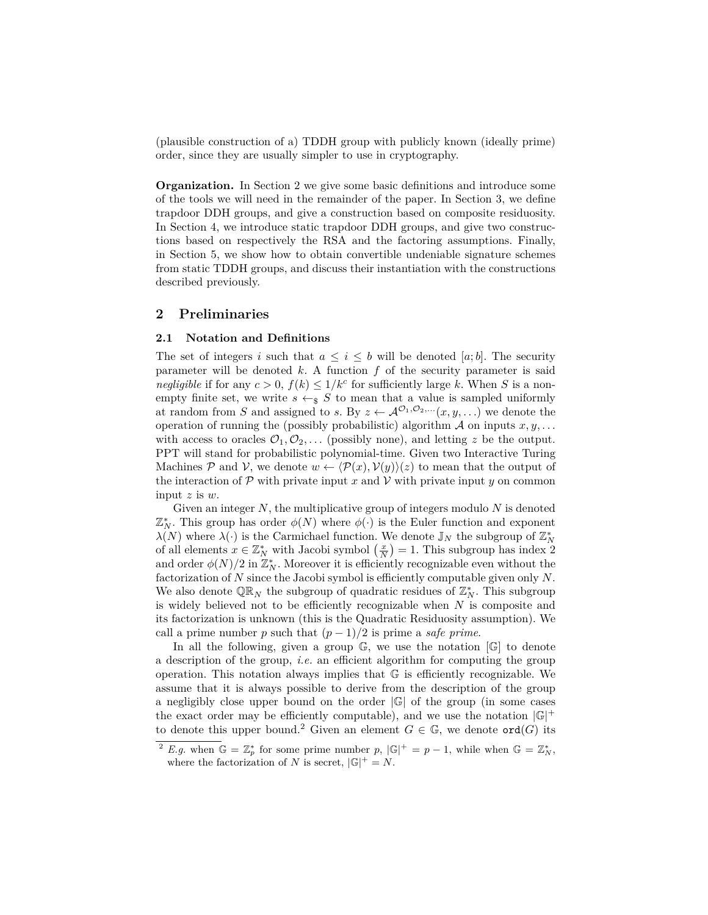(plausible construction of a) TDDH group with publicly known (ideally prime) order, since they are usually simpler to use in cryptography.

**Organization.** In Section 2 we give some basic definitions and introduce some of the tools we will need in the remainder of the paper. In Section 3, we define trapdoor DDH groups, and give a construction based on composite residuosity. In Section 4, we introduce static trapdoor DDH groups, and give two constructions based on respectively the RSA and the factoring assumptions. Finally, in Section 5, we show how to obtain convertible undeniable signature schemes from static TDDH groups, and discuss their instantiation with the constructions described previously.

## 2 Preliminaries

### 2.1 Notation and Definitions

The set of integers $i$ such that $a \leq i \leq b$ will be denoted $[a; b]$. The security parameter will be denoted $k$. A function $f$ of the security parameter is said *negligible* if for any $c > 0$, $f(k) \leq 1/k^c$ for sufficiently large $k$. When $S$ is a non-empty finite set, we write $s \leftarrow_\$ S$ to mean that a value is sampled uniformly at random from $S$ and assigned to $s$. By $z \leftarrow \mathcal{A}^{\mathcal{O}_1, \mathcal{O}_2, \cdots}(x, y, \ldots)$ we denote the operation of running the (possibly probabilistic) algorithm $\mathcal{A}$ on inputs $x, y, \ldots$ with access to oracles $\mathcal{O}_1, \mathcal{O}_2, \ldots$ (possibly none), and letting $z$ be the output. PPT will stand for probabilistic polynomial-time. Given two Interactive Turing Machines $\mathcal{P}$ and $\mathcal{V}$, we denote $w \leftarrow \langle \mathcal{P}(x), \mathcal{V}(y) \rangle(z)$ to mean that the output of the interaction of $\mathcal{P}$ with private input $x$ and $\mathcal{V}$ with private input $y$ on common input $z$ is $w$.

Given an integer $N$, the multiplicative group of integers modulo $N$ is denoted $\mathbb{Z}_N^*$. This group has order $\phi(N)$ where $\phi(\cdot)$ is the Euler function and exponent $\lambda(N)$ where $\lambda(\cdot)$ is the Carmichael function. We denote $\mathbb{J}_N$ the subgroup of $\mathbb{Z}_N^*$ of all elements $x \in \mathbb{Z}_N^*$ with Jacobi symbol $\left(\frac{x}{N}\right) = 1$. This subgroup has index 2 and order $\phi(N)/2$ in $\mathbb{Z}_N^*$. Moreover it is efficiently recognizable even without the factorization of $N$ since the Jacobi symbol is efficiently computable given only $N$. We also denote $\mathbb{QR}_N$ the subgroup of quadratic residues of $\mathbb{Z}_N^*$. This subgroup is widely believed not to be efficiently recognizable when $N$ is composite and its factorization is unknown (this is the Quadratic Residuosity assumption). We call a prime number $p$ such that $(p-1)/2$ is prime a *safe prime*.

In all the following, given a group $\mathbb{G}$, we use the notation $[\mathbb{G}]$ to denote a description of the group, *i.e.* an efficient algorithm for computing the group operation. This notation always implies that $\mathbb{G}$ is efficiently recognizable. We assume that it is always possible to derive from the description of the group a negligibly close upper bound on the order $|\mathbb{G}|$ of the group (in some cases the exact order may be efficiently computable), and we use the notation $|\mathbb{G}|^+$ to denote this upper bound.[2] Given an element $G \in \mathbb{G}$, we denote $\mathtt{ord}(G)$ its

[2] *E.g.* when $\mathbb{G} = \mathbb{Z}_p^*$ for some prime number $p$, $|\mathbb{G}|^+ = p - 1$, while when $\mathbb{G} = \mathbb{Z}_N^*$, where the factorization of $N$ is secret, $|\mathbb{G}|^+ = N$.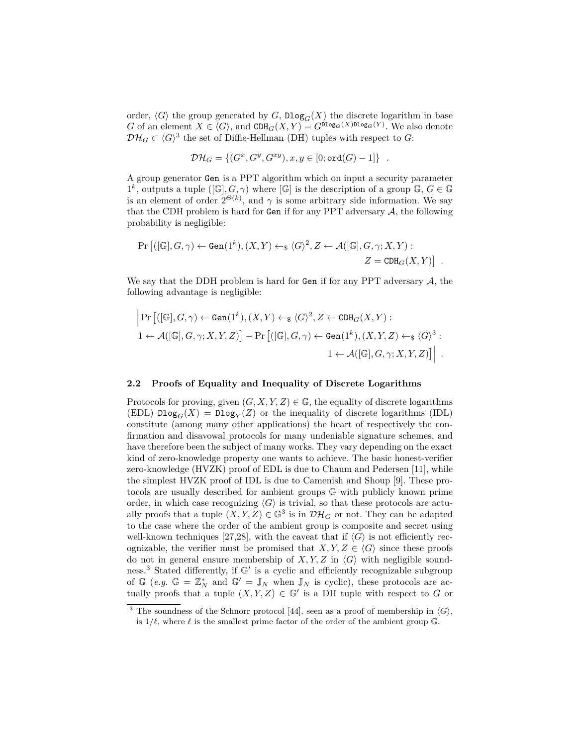order, $\langle G \rangle$ the group generated by $G$, $\mathtt{Dlog}_G(X)$ the discrete logarithm in base $G$ of an element $X \in \langle G \rangle$, and $\mathtt{CDH}_G(X,Y) = G^{\mathtt{Dlog}_G(X)\mathtt{Dlog}_G(Y)}$. We also denote $\mathcal{DH}_G \subset \langle G \rangle^3$ the set of Diffie-Hellman (DH) tuples with respect to $G$:

$$\mathcal{DH}_G = \{(G^x, G^y, G^{xy}), x, y \in [0; \mathtt{ord}(G) - 1]\} \quad .$$

A group generator $\mathtt{Gen}$ is a PPT algorithm which on input a security parameter $1^k$, outputs a tuple $([\mathbb{G}], G, \gamma)$ where $[\mathbb{G}]$ is the description of a group $\mathbb{G}$, $G \in \mathbb{G}$ is an element of order $2^{\Theta(k)}$, and $\gamma$ is some arbitrary side information. We say that the CDH problem is hard for $\mathtt{Gen}$ if for any PPT adversary $\mathcal{A}$, the following probability is negligible:

$$\Pr\left[([\mathbb{G}], G, \gamma) \leftarrow \mathtt{Gen}(1^k), (X,Y) \leftarrow_{\$} \langle G \rangle^2, Z \leftarrow \mathcal{A}([\mathbb{G}], G, \gamma; X, Y) : \right.$$
$$\left. Z = \mathtt{CDH}_G(X,Y)\right] \quad .$$

We say that the DDH problem is hard for $\mathtt{Gen}$ if for any PPT adversary $\mathcal{A}$, the following advantage is negligible:

$$\Big| \Pr\left[([\mathbb{G}], G, \gamma) \leftarrow \mathtt{Gen}(1^k), (X,Y) \leftarrow_{\$} \langle G \rangle^2, Z \leftarrow \mathtt{CDH}_G(X,Y) : \right.$$
$$\left. 1 \leftarrow \mathcal{A}([\mathbb{G}], G, \gamma; X, Y, Z)\right] - \Pr\left[([\mathbb{G}], G, \gamma) \leftarrow \mathtt{Gen}(1^k), (X,Y,Z) \leftarrow_{\$} \langle G \rangle^3 : \right.$$
$$\left. 1 \leftarrow \mathcal{A}([\mathbb{G}], G, \gamma; X, Y, Z)\right] \Big| \quad .$$

### 2.2 Proofs of Equality and Inequality of Discrete Logarithms

Protocols for proving, given $(G, X, Y, Z) \in \mathbb{G}$, the equality of discrete logarithms (EDL) $\mathtt{Dlog}_G(X) = \mathtt{Dlog}_Y(Z)$ or the inequality of discrete logarithms (IDL) constitute (among many other applications) the heart of respectively the confirmation and disavowal protocols for many undeniable signature schemes, and have therefore been the subject of many works. They vary depending on the exact kind of zero-knowledge property one wants to achieve. The basic honest-verifier zero-knowledge (HVZK) proof of EDL is due to Chaum and Pedersen [11], while the simplest HVZK proof of IDL is due to Camenish and Shoup [9]. These protocols are usually described for ambient groups $\mathbb{G}$ with publicly known prime order, in which case recognizing $\langle G \rangle$ is trivial, so that these protocols are actually proofs that a tuple $(X, Y, Z) \in \mathbb{G}^3$ is in $\mathcal{DH}_G$ or not. They can be adapted to the case where the order of the ambient group is composite and secret using well-known techniques [27,28], with the caveat that if $\langle G \rangle$ is not efficiently recognizable, the verifier must be promised that $X, Y, Z \in \langle G \rangle$ since these proofs do not in general ensure membership of $X, Y, Z$ in $\langle G \rangle$ with negligible soundness.[3] Stated differently, if $\mathbb{G}'$ is a cyclic and efficiently recognizable subgroup of $\mathbb{G}$ (*e.g.* $\mathbb{G} = \mathbb{Z}_N^*$ and $\mathbb{G}' = \mathbb{J}_N$ when $\mathbb{J}_N$ is cyclic), these protocols are actually proofs that a tuple $(X, Y, Z) \in \mathbb{G}'$ is a DH tuple with respect to $G$ or

[3] The soundness of the Schnorr protocol [44], seen as a proof of membership in $\langle G \rangle$, is $1/\ell$, where $\ell$ is the smallest prime factor of the order of the ambient group $\mathbb{G}$.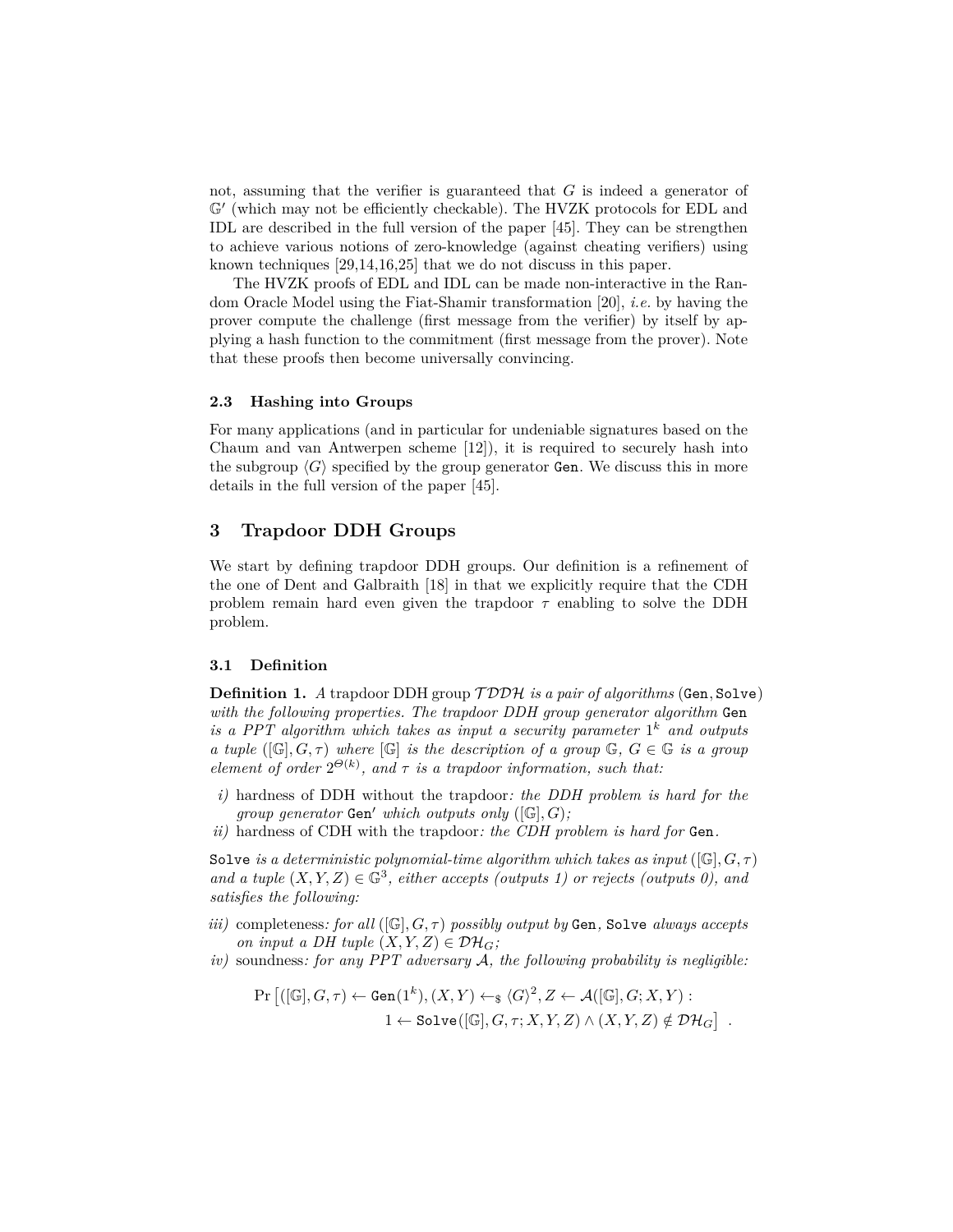not, assuming that the verifier is guaranteed that $G$ is indeed a generator of $\mathbb{G}'$ (which may not be efficiently checkable). The HVZK protocols for EDL and IDL are described in the full version of the paper [45]. They can be strengthen to achieve various notions of zero-knowledge (against cheating verifiers) using known techniques [29,14,16,25] that we do not discuss in this paper.

The HVZK proofs of EDL and IDL can be made non-interactive in the Random Oracle Model using the Fiat-Shamir transformation [20], *i.e.* by having the prover compute the challenge (first message from the verifier) by itself by applying a hash function to the commitment (first message from the prover). Note that these proofs then become universally convincing.

### 2.3 Hashing into Groups

For many applications (and in particular for undeniable signatures based on the Chaum and van Antwerpen scheme [12]), it is required to securely hash into the subgroup $\langle G \rangle$ specified by the group generator `Gen`. We discuss this in more details in the full version of the paper [45].

## 3 Trapdoor DDH Groups

We start by defining trapdoor DDH groups. Our definition is a refinement of the one of Dent and Galbraith [18] in that we explicitly require that the CDH problem remain hard even given the trapdoor $\tau$ enabling to solve the DDH problem.

### 3.1 Definition

**Definition 1.** *A* trapdoor DDH group $\mathcal{TDDH}$ *is a pair of algorithms* (`Gen`, `Solve`) *with the following properties. The trapdoor DDH group generator algorithm* `Gen` *is a PPT algorithm which takes as input a security parameter* $1^k$ *and outputs a tuple* $([\mathbb{G}], G, \tau)$ *where* $[\mathbb{G}]$ *is the description of a group* $\mathbb{G}$*,* $G \in \mathbb{G}$ *is a group element of order* $2^{\Theta(k)}$*, and* $\tau$ *is a trapdoor information, such that:*

*i)* hardness of DDH without the trapdoor*: the DDH problem is hard for the group generator* `Gen'` *which outputs only* $([\mathbb{G}], G)$*;*

*ii)* hardness of CDH with the trapdoor*: the CDH problem is hard for* `Gen`*.*

`Solve` *is a deterministic polynomial-time algorithm which takes as input* $([\mathbb{G}], G, \tau)$ *and a tuple* $(X, Y, Z) \in \mathbb{G}^3$*, either accepts (outputs 1) or rejects (outputs 0), and satisfies the following:*

*iii)* completeness*: for all* $([\mathbb{G}], G, \tau)$ *possibly output by* `Gen`*,* `Solve` *always accepts on input a DH tuple* $(X, Y, Z) \in \mathcal{DH}_G$*;*

*iv)* soundness*: for any PPT adversary* $\mathcal{A}$*, the following probability is negligible:*

$$\Pr\left[([\mathbb{G}], G, \tau) \leftarrow \texttt{Gen}(1^k), (X, Y) \leftarrow_{\$} \langle G \rangle^2, Z \leftarrow \mathcal{A}([\mathbb{G}], G; X, Y) : \right.$$
$$\left. 1 \leftarrow \texttt{Solve}([\mathbb{G}], G, \tau; X, Y, Z) \wedge (X, Y, Z) \notin \mathcal{DH}_G \right] .$$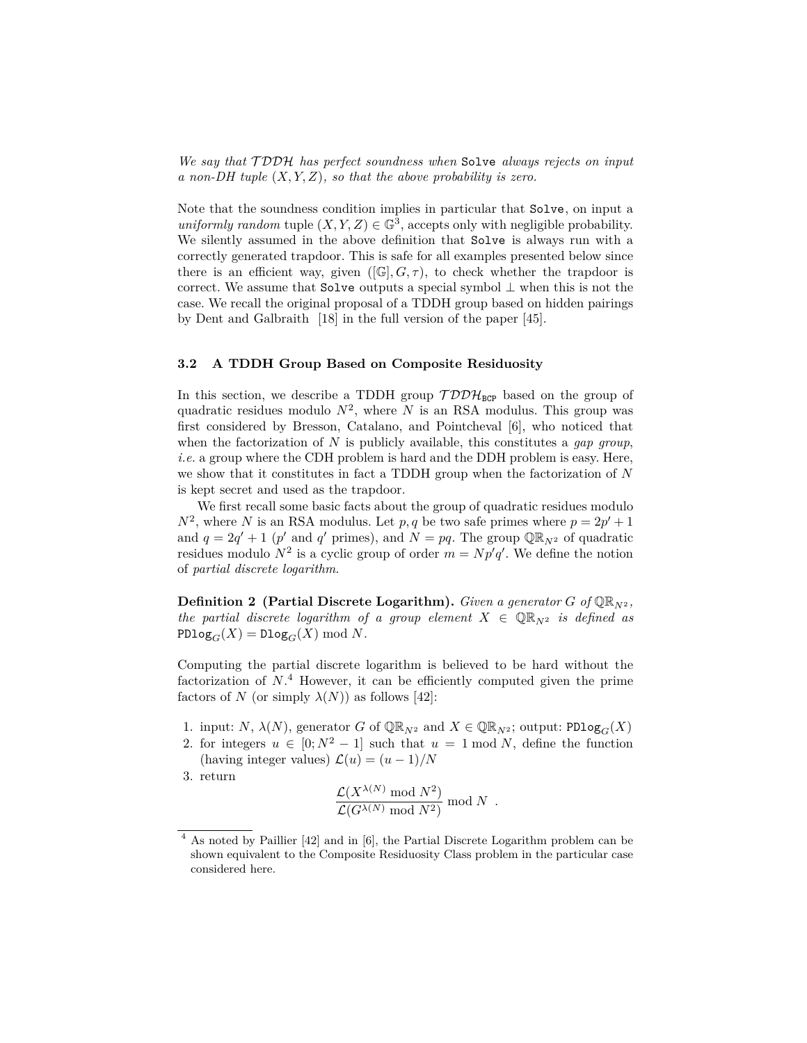*We say that $\mathcal{TDDH}$ has perfect soundness when* `Solve` *always rejects on input a non-DH tuple $(X, Y, Z)$, so that the above probability is zero.*

Note that the soundness condition implies in particular that `Solve`, on input a *uniformly random* tuple $(X, Y, Z) \in \mathbb{G}^3$, accepts only with negligible probability. We silently assumed in the above definition that `Solve` is always run with a correctly generated trapdoor. This is safe for all examples presented below since there is an efficient way, given $([\mathbb{G}], G, \tau)$, to check whether the trapdoor is correct. We assume that `Solve` outputs a special symbol $\perp$ when this is not the case. We recall the original proposal of a TDDH group based on hidden pairings by Dent and Galbraith [18] in the full version of the paper [45].

### 3.2 A TDDH Group Based on Composite Residuosity

In this section, we describe a TDDH group $\mathcal{TDDH}_{\mathtt{BCP}}$ based on the group of quadratic residues modulo $N^2$, where $N$ is an RSA modulus. This group was first considered by Bresson, Catalano, and Pointcheval [6], who noticed that when the factorization of $N$ is publicly available, this constitutes a *gap group*, *i.e.* a group where the CDH problem is hard and the DDH problem is easy. Here, we show that it constitutes in fact a TDDH group when the factorization of $N$ is kept secret and used as the trapdoor.

We first recall some basic facts about the group of quadratic residues modulo $N^2$, where $N$ is an RSA modulus. Let $p, q$ be two safe primes where $p = 2p' + 1$ and $q = 2q' + 1$ ($p'$ and $q'$ primes), and $N = pq$. The group $\mathbb{QR}_{N^2}$ of quadratic residues modulo $N^2$ is a cyclic group of order $m = Np'q'$. We define the notion of *partial discrete logarithm*.

**Definition 2 (Partial Discrete Logarithm).** *Given a generator $G$ of $\mathbb{QR}_{N^2}$, the partial discrete logarithm of a group element $X \in \mathbb{QR}_{N^2}$ is defined as $\mathtt{PDlog}_G(X) = \mathtt{Dlog}_G(X) \bmod N$.*

Computing the partial discrete logarithm is believed to be hard without the factorization of $N$.[4] However, it can be efficiently computed given the prime factors of $N$ (or simply $\lambda(N)$) as follows [42]:

1. input: $N$, $\lambda(N)$, generator $G$ of $\mathbb{QR}_{N^2}$ and $X \in \mathbb{QR}_{N^2}$; output: $\mathtt{PDlog}_G(X)$
2. for integers $u \in [0; N^2 - 1]$ such that $u = 1 \bmod N$, define the function (having integer values) $\mathcal{L}(u) = (u - 1)/N$
3. return

$$\frac{\mathcal{L}(X^{\lambda(N)} \bmod N^2)}{\mathcal{L}(G^{\lambda(N)} \bmod N^2)} \bmod N \ .$$

[4] As noted by Paillier [42] and in [6], the Partial Discrete Logarithm problem can be shown equivalent to the Composite Residuosity Class problem in the particular case considered here.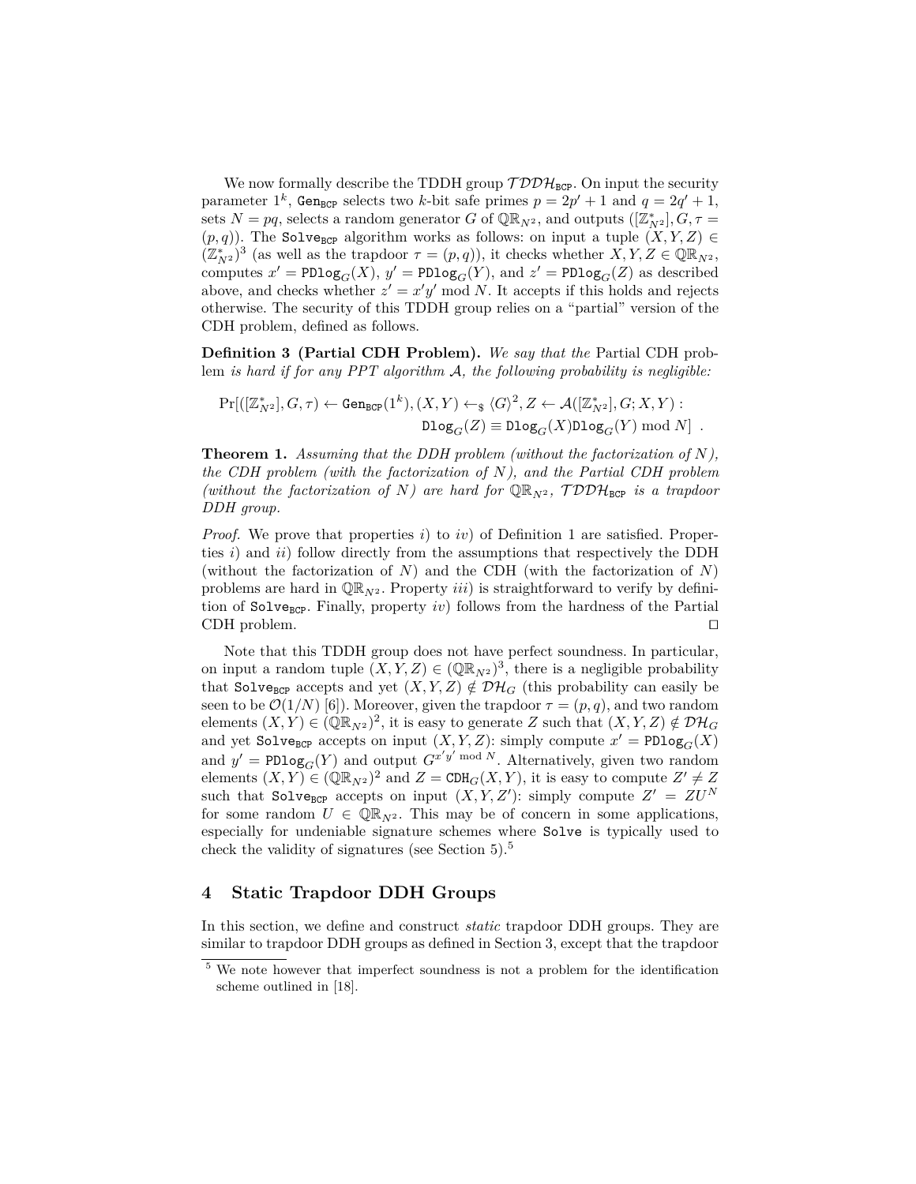We now formally describe the TDDH group $\mathcal{TDDH}_{\texttt{BCP}}$. On input the security parameter $1^k$, $\texttt{Gen}_{\texttt{BCP}}$ selects two $k$-bit safe primes $p = 2p' + 1$ and $q = 2q' + 1$, sets $N = pq$, selects a random generator $G$ of $\mathbb{QR}_{N^2}$, and outputs $([\mathbb{Z}^*_{N^2}], G, \tau = (p, q))$. The $\texttt{Solve}_{\texttt{BCP}}$ algorithm works as follows: on input a tuple $(X, Y, Z) \in (\mathbb{Z}^*_{N^2})^3$ (as well as the trapdoor $\tau = (p, q)$), it checks whether $X, Y, Z \in \mathbb{QR}_{N^2}$, computes $x' = \texttt{PDlog}_G(X)$, $y' = \texttt{PDlog}_G(Y)$, and $z' = \texttt{PDlog}_G(Z)$ as described above, and checks whether $z' = x'y' \bmod N$. It accepts if this holds and rejects otherwise. The security of this TDDH group relies on a "partial" version of the CDH problem, defined as follows.

**Definition 3 (Partial CDH Problem).** *We say that the* Partial CDH problem *is hard if for any PPT algorithm $\mathcal{A}$, the following probability is negligible:*

$$\Pr[([\mathbb{Z}^*_{N^2}], G, \tau) \leftarrow \texttt{Gen}_{\texttt{BCP}}(1^k), (X, Y) \leftarrow_\$ \langle G \rangle^2, Z \leftarrow \mathcal{A}([\mathbb{Z}^*_{N^2}], G; X, Y) : \\ \texttt{Dlog}_G(Z) \equiv \texttt{Dlog}_G(X)\texttt{Dlog}_G(Y) \bmod N] \ .$$

**Theorem 1.** *Assuming that the DDH problem (without the factorization of $N$), the CDH problem (with the factorization of $N$), and the Partial CDH problem (without the factorization of $N$) are hard for $\mathbb{QR}_{N^2}$, $\mathcal{TDDH}_{\texttt{BCP}}$ is a trapdoor DDH group.*

*Proof.* We prove that properties *i)* to *iv)* of Definition 1 are satisfied. Properties *i)* and *ii)* follow directly from the assumptions that respectively the DDH (without the factorization of $N$) and the CDH (with the factorization of $N$) problems are hard in $\mathbb{QR}_{N^2}$. Property *iii)* is straightforward to verify by definition of $\texttt{Solve}_{\texttt{BCP}}$. Finally, property *iv)* follows from the hardness of the Partial CDH problem. ◻

Note that this TDDH group does not have perfect soundness. In particular, on input a random tuple $(X, Y, Z) \in (\mathbb{QR}_{N^2})^3$, there is a negligible probability that $\texttt{Solve}_{\texttt{BCP}}$ accepts and yet $(X, Y, Z) \notin \mathcal{DH}_G$ (this probability can easily be seen to be $\mathcal{O}(1/N)$ [6]). Moreover, given the trapdoor $\tau = (p, q)$, and two random elements $(X, Y) \in (\mathbb{QR}_{N^2})^2$, it is easy to generate $Z$ such that $(X, Y, Z) \notin \mathcal{DH}_G$ and yet $\texttt{Solve}_{\texttt{BCP}}$ accepts on input $(X, Y, Z)$: simply compute $x' = \texttt{PDlog}_G(X)$ and $y' = \texttt{PDlog}_G(Y)$ and output $G^{x'y' \bmod N}$. Alternatively, given two random elements $(X, Y) \in (\mathbb{QR}_{N^2})^2$ and $Z = \texttt{CDH}_G(X, Y)$, it is easy to compute $Z' \neq Z$ such that $\texttt{Solve}_{\texttt{BCP}}$ accepts on input $(X, Y, Z')$: simply compute $Z' = ZU^N$ for some random $U \in \mathbb{QR}_{N^2}$. This may be of concern in some applications, especially for undeniable signature schemes where $\texttt{Solve}$ is typically used to check the validity of signatures (see Section 5).[5]

## 4 Static Trapdoor DDH Groups

In this section, we define and construct *static* trapdoor DDH groups. They are similar to trapdoor DDH groups as defined in Section 3, except that the trapdoor

[5] We note however that imperfect soundness is not a problem for the identification scheme outlined in [18].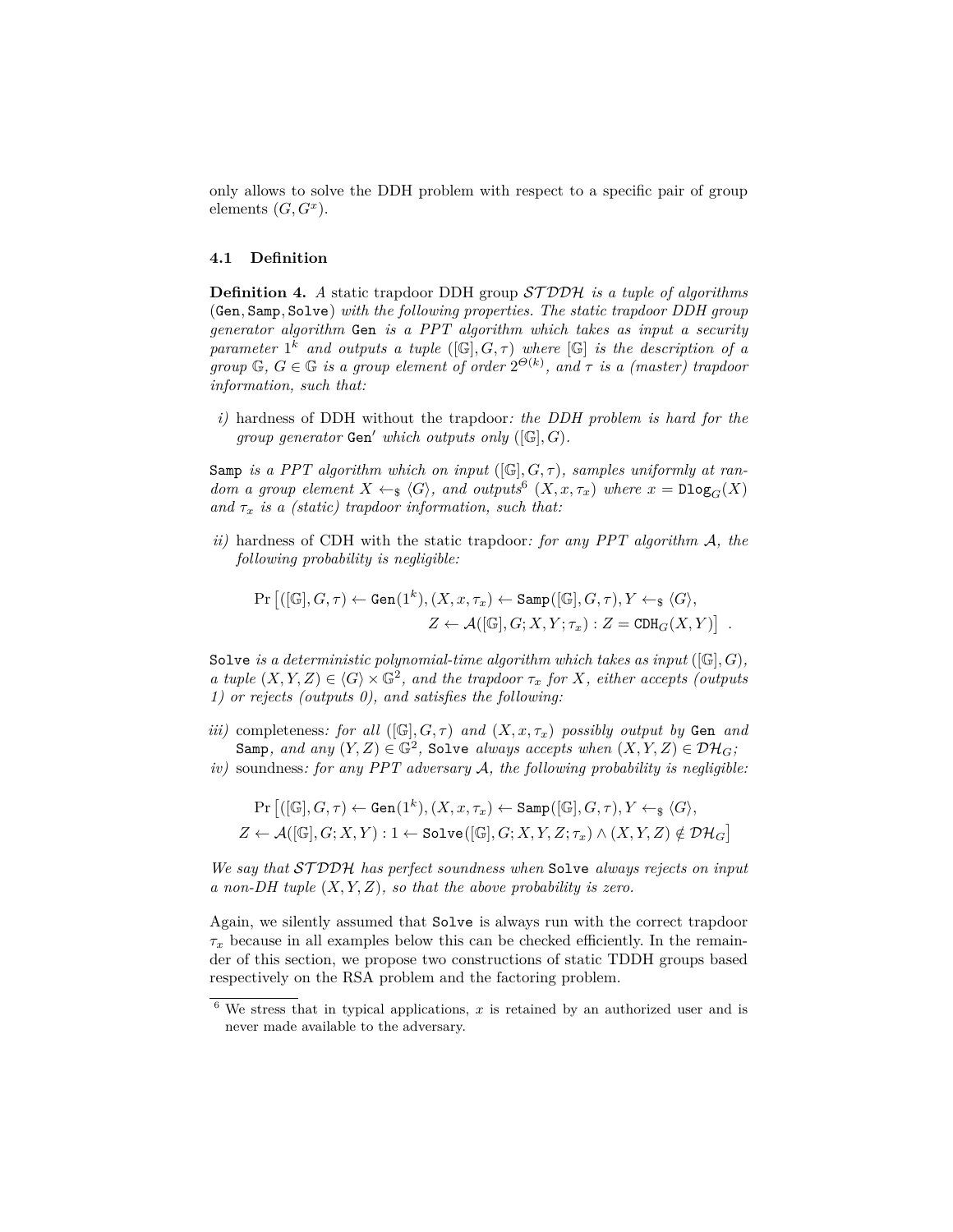only allows to solve the DDH problem with respect to a specific pair of group elements $(G, G^x)$.

### 4.1 Definition

**Definition 4.** *A static trapdoor DDH group $\mathcal{STDDH}$ is a tuple of algorithms* $(\texttt{Gen}, \texttt{Samp}, \texttt{Solve})$ *with the following properties. The static trapdoor DDH group generator algorithm* $\texttt{Gen}$ *is a PPT algorithm which takes as input a security parameter* $1^k$ *and outputs a tuple* $([\mathbb{G}], G, \tau)$ *where* $[\mathbb{G}]$ *is the description of a group* $\mathbb{G}$*,* $G \in \mathbb{G}$ *is a group element of order* $2^{\Theta(k)}$*, and* $\tau$ *is a (master) trapdoor information, such that:*

*i)* hardness of DDH without the trapdoor*: the DDH problem is hard for the group generator* $\texttt{Gen}'$ *which outputs only* $([\mathbb{G}], G)$*.*

$\texttt{Samp}$ *is a PPT algorithm which on input* $([\mathbb{G}], G, \tau)$*, samples uniformly at random a group element* $X \leftarrow_\$ \langle G \rangle$*, and outputs*[6] $(X, x, \tau_x)$ *where* $x = \texttt{Dlog}_G(X)$ *and* $\tau_x$ *is a (static) trapdoor information, such that:*

*ii)* hardness of CDH with the static trapdoor*: for any PPT algorithm* $\mathcal{A}$*, the following probability is negligible:*

$$\Pr\big[([\mathbb{G}], G, \tau) \leftarrow \texttt{Gen}(1^k), (X, x, \tau_x) \leftarrow \texttt{Samp}([\mathbb{G}], G, \tau), Y \leftarrow_\$ \langle G \rangle, \\ Z \leftarrow \mathcal{A}([\mathbb{G}], G; X, Y; \tau_x) : Z = \texttt{CDH}_G(X, Y)\big] \ .$$

$\texttt{Solve}$ *is a deterministic polynomial-time algorithm which takes as input* $([\mathbb{G}], G)$*, a tuple* $(X, Y, Z) \in \langle G \rangle \times \mathbb{G}^2$*, and the trapdoor* $\tau_x$ *for* $X$*, either accepts (outputs 1) or rejects (outputs 0), and satisfies the following:*

*iii)* completeness*: for all* $([\mathbb{G}], G, \tau)$ *and* $(X, x, \tau_x)$ *possibly output by* $\texttt{Gen}$ *and* $\texttt{Samp}$*, and any* $(Y, Z) \in \mathbb{G}^2$*,* $\texttt{Solve}$ *always accepts when* $(X, Y, Z) \in \mathcal{DH}_G$*;*

*iv)* soundness*: for any PPT adversary* $\mathcal{A}$*, the following probability is negligible:*

$$\Pr\big[([\mathbb{G}], G, \tau) \leftarrow \texttt{Gen}(1^k), (X, x, \tau_x) \leftarrow \texttt{Samp}([\mathbb{G}], G, \tau), Y \leftarrow_\$ \langle G \rangle, \\ Z \leftarrow \mathcal{A}([\mathbb{G}], G; X, Y) : 1 \leftarrow \texttt{Solve}([\mathbb{G}], G; X, Y, Z; \tau_x) \wedge (X, Y, Z) \notin \mathcal{DH}_G\big]$$

*We say that* $\mathcal{STDDH}$ *has perfect soundness when* $\texttt{Solve}$ *always rejects on input a non-DH tuple* $(X, Y, Z)$*, so that the above probability is zero.*

Again, we silently assumed that $\texttt{Solve}$ is always run with the correct trapdoor $\tau_x$ because in all examples below this can be checked efficiently. In the remainder of this section, we propose two constructions of static TDDH groups based respectively on the RSA problem and the factoring problem.

[6] We stress that in typical applications, $x$ is retained by an authorized user and is never made available to the adversary.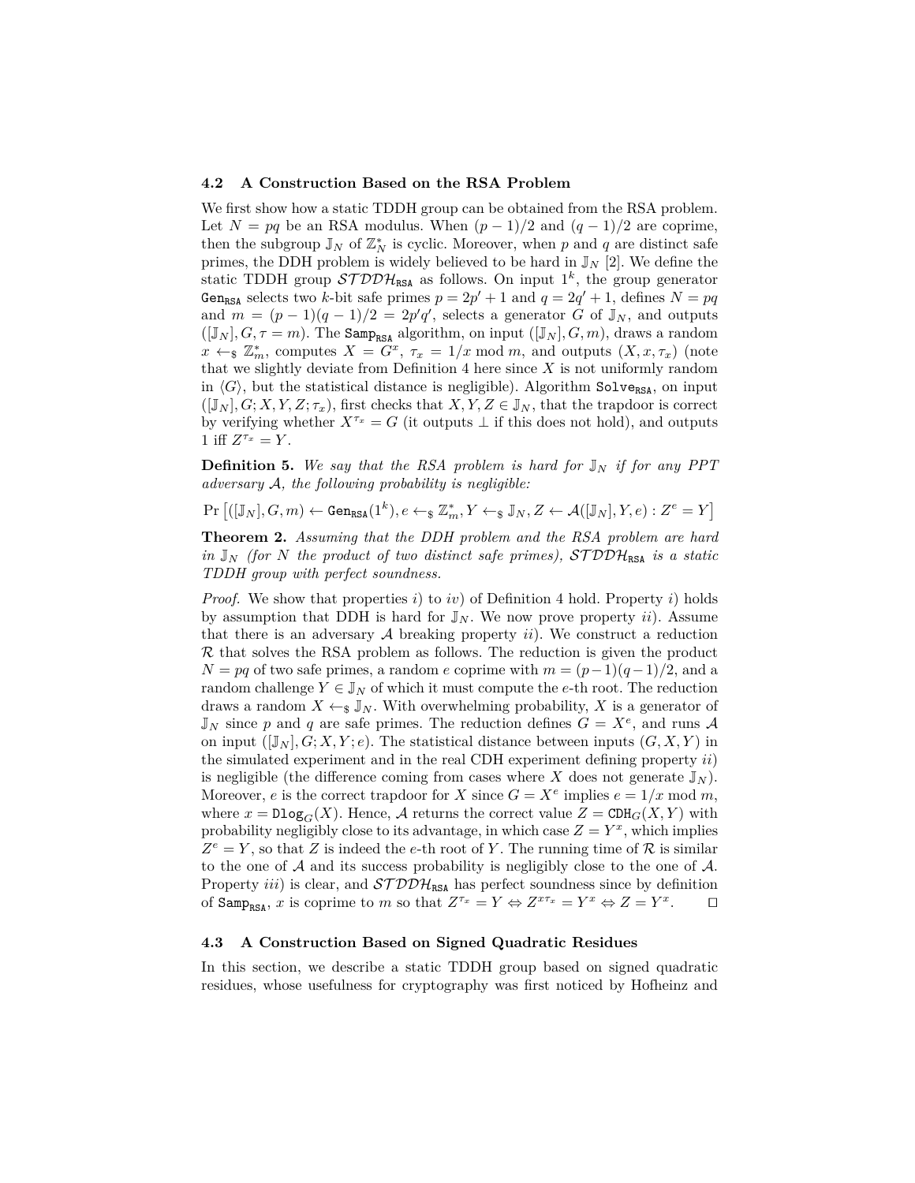### 4.2 A Construction Based on the RSA Problem

We first show how a static TDDH group can be obtained from the RSA problem. Let $N = pq$ be an RSA modulus. When $(p-1)/2$ and $(q-1)/2$ are coprime, then the subgroup $\mathbb{J}_N$ of $\mathbb{Z}_N^*$ is cyclic. Moreover, when $p$ and $q$ are distinct safe primes, the DDH problem is widely believed to be hard in $\mathbb{J}_N$ [2]. We define the static TDDH group $\mathcal{STDDH}_{\mathtt{RSA}}$ as follows. On input $1^k$, the group generator $\mathtt{Gen}_{\mathtt{RSA}}$ selects two $k$-bit safe primes $p = 2p' + 1$ and $q = 2q' + 1$, defines $N = pq$ and $m = (p-1)(q-1)/2 = 2p'q'$, selects a generator $G$ of $\mathbb{J}_N$, and outputs $([\mathbb{J}_N], G, \tau = m)$. The $\mathtt{Samp}_{\mathtt{RSA}}$ algorithm, on input $([\mathbb{J}_N], G, m)$, draws a random $x \leftarrow_\$ \mathbb{Z}_m^*$, computes $X = G^x$, $\tau_x = 1/x \bmod m$, and outputs $(X, x, \tau_x)$ (note that we slightly deviate from Definition 4 here since $X$ is not uniformly random in $\langle G \rangle$, but the statistical distance is negligible). Algorithm $\mathtt{Solve}_{\mathtt{RSA}}$, on input $([\mathbb{J}_N], G; X, Y, Z; \tau_x)$, first checks that $X, Y, Z \in \mathbb{J}_N$, that the trapdoor is correct by verifying whether $X^{\tau_x} = G$ (it outputs $\perp$ if this does not hold), and outputs 1 iff $Z^{\tau_x} = Y$.

**Definition 5.** *We say that the RSA problem is hard for $\mathbb{J}_N$ if for any PPT adversary $\mathcal{A}$, the following probability is negligible:*

$$\Pr\left[([\mathbb{J}_N], G, m) \leftarrow \mathtt{Gen}_{\mathtt{RSA}}(1^k), e \leftarrow_\$ \mathbb{Z}_m^*, Y \leftarrow_\$ \mathbb{J}_N, Z \leftarrow \mathcal{A}([\mathbb{J}_N], Y, e) : Z^e = Y\right]$$

**Theorem 2.** *Assuming that the DDH problem and the RSA problem are hard in $\mathbb{J}_N$ (for $N$ the product of two distinct safe primes), $\mathcal{STDDH}_{\mathtt{RSA}}$ is a static TDDH group with perfect soundness.*

*Proof.* We show that properties $i)$ to $iv)$ of Definition 4 hold. Property $i)$ holds by assumption that DDH is hard for $\mathbb{J}_N$. We now prove property $ii)$. Assume that there is an adversary $\mathcal{A}$ breaking property $ii)$. We construct a reduction $\mathcal{R}$ that solves the RSA problem as follows. The reduction is given the product $N = pq$ of two safe primes, a random $e$ coprime with $m = (p-1)(q-1)/2$, and a random challenge $Y \in \mathbb{J}_N$ of which it must compute the $e$-th root. The reduction draws a random $X \leftarrow_\$ \mathbb{J}_N$. With overwhelming probability, $X$ is a generator of $\mathbb{J}_N$ since $p$ and $q$ are safe primes. The reduction defines $G = X^e$, and runs $\mathcal{A}$ on input $([\mathbb{J}_N], G; X, Y; e)$. The statistical distance between inputs $(G, X, Y)$ in the simulated experiment and in the real CDH experiment defining property $ii)$ is negligible (the difference coming from cases where $X$ does not generate $\mathbb{J}_N$). Moreover, $e$ is the correct trapdoor for $X$ since $G = X^e$ implies $e = 1/x \bmod m$, where $x = \mathtt{Dlog}_G(X)$. Hence, $\mathcal{A}$ returns the correct value $Z = \mathtt{CDH}_G(X, Y)$ with probability negligibly close to its advantage, in which case $Z = Y^x$, which implies $Z^e = Y$, so that $Z$ is indeed the $e$-th root of $Y$. The running time of $\mathcal{R}$ is similar to the one of $\mathcal{A}$ and its success probability is negligibly close to the one of $\mathcal{A}$. Property $iii)$ is clear, and $\mathcal{STDDH}_{\mathtt{RSA}}$ has perfect soundness since by definition of $\mathtt{Samp}_{\mathtt{RSA}}$, $x$ is coprime to $m$ so that $Z^{\tau_x} = Y \Leftrightarrow Z^{x\tau_x} = Y^x \Leftrightarrow Z = Y^x$. $\square$

### 4.3 A Construction Based on Signed Quadratic Residues

In this section, we describe a static TDDH group based on signed quadratic residues, whose usefulness for cryptography was first noticed by Hofheinz and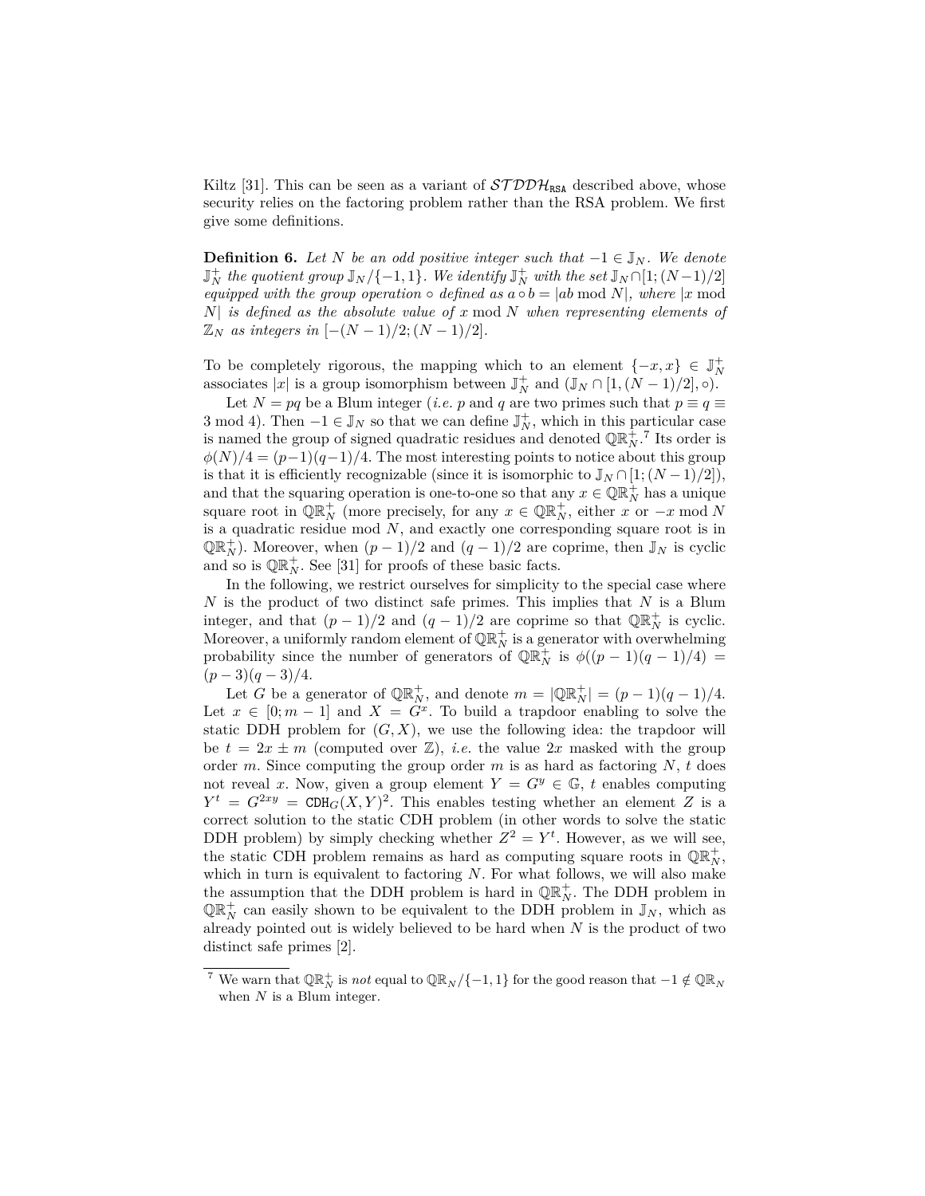Kiltz [31]. This can be seen as a variant of $\mathcal{STDDH}_{\mathtt{RSA}}$ described above, whose security relies on the factoring problem rather than the RSA problem. We first give some definitions.

**Definition 6.** *Let $N$ be an odd positive integer such that $-1 \in \mathbb{J}_N$. We denote $\mathbb{J}_N^+$ the quotient group $\mathbb{J}_N/\{-1,1\}$. We identify $\mathbb{J}_N^+$ with the set $\mathbb{J}_N \cap [1;(N-1)/2]$ equipped with the group operation $\circ$ defined as $a \circ b = |ab \bmod N|$, where $|x \bmod N|$ is defined as the absolute value of $x \bmod N$ when representing elements of $\mathbb{Z}_N$ as integers in $[-(N-1)/2;(N-1)/2]$.*

To be completely rigorous, the mapping which to an element $\{-x,x\} \in \mathbb{J}_N^+$ associates $|x|$ is a group isomorphism between $\mathbb{J}_N^+$ and $(\mathbb{J}_N \cap [1,(N-1)/2], \circ)$.

Let $N = pq$ be a Blum integer (*i.e.* $p$ and $q$ are two primes such that $p \equiv q \equiv 3 \bmod 4$). Then $-1 \in \mathbb{J}_N$ so that we can define $\mathbb{J}_N^+$, which in this particular case is named the group of signed quadratic residues and denoted $\mathbb{QR}_N^+$.[7] Its order is $\phi(N)/4 = (p-1)(q-1)/4$. The most interesting points to notice about this group is that it is efficiently recognizable (since it is isomorphic to $\mathbb{J}_N \cap [1;(N-1)/2]$), and that the squaring operation is one-to-one so that any $x \in \mathbb{QR}_N^+$ has a unique square root in $\mathbb{QR}_N^+$ (more precisely, for any $x \in \mathbb{QR}_N^+$, either $x$ or $-x \bmod N$ is a quadratic residue mod $N$, and exactly one corresponding square root is in $\mathbb{QR}_N^+$). Moreover, when $(p-1)/2$ and $(q-1)/2$ are coprime, then $\mathbb{J}_N$ is cyclic and so is $\mathbb{QR}_N^+$. See [31] for proofs of these basic facts.

In the following, we restrict ourselves for simplicity to the special case where $N$ is the product of two distinct safe primes. This implies that $N$ is a Blum integer, and that $(p-1)/2$ and $(q-1)/2$ are coprime so that $\mathbb{QR}_N^+$ is cyclic. Moreover, a uniformly random element of $\mathbb{QR}_N^+$ is a generator with overwhelming probability since the number of generators of $\mathbb{QR}_N^+$ is $\phi((p-1)(q-1)/4) = (p-3)(q-3)/4$.

Let $G$ be a generator of $\mathbb{QR}_N^+$, and denote $m = |\mathbb{QR}_N^+| = (p-1)(q-1)/4$. Let $x \in [0;m-1]$ and $X = G^x$. To build a trapdoor enabling to solve the static DDH problem for $(G,X)$, we use the following idea: the trapdoor will be $t = 2x \pm m$ (computed over $\mathbb{Z}$), *i.e.* the value $2x$ masked with the group order $m$. Since computing the group order $m$ is as hard as factoring $N$, $t$ does not reveal $x$. Now, given a group element $Y = G^y \in \mathbb{G}$, $t$ enables computing $Y^t = G^{2xy} = \mathtt{CDH}_G(X,Y)^2$. This enables testing whether an element $Z$ is a correct solution to the static CDH problem (in other words to solve the static DDH problem) by simply checking whether $Z^2 = Y^t$. However, as we will see, the static CDH problem remains as hard as computing square roots in $\mathbb{QR}_N^+$, which in turn is equivalent to factoring $N$. For what follows, we will also make the assumption that the DDH problem is hard in $\mathbb{QR}_N^+$. The DDH problem in $\mathbb{QR}_N^+$ can easily shown to be equivalent to the DDH problem in $\mathbb{J}_N$, which as already pointed out is widely believed to be hard when $N$ is the product of two distinct safe primes [2].

---

[7] We warn that $\mathbb{QR}_N^+$ is *not* equal to $\mathbb{QR}_N/\{-1,1\}$ for the good reason that $-1 \notin \mathbb{QR}_N$ when $N$ is a Blum integer.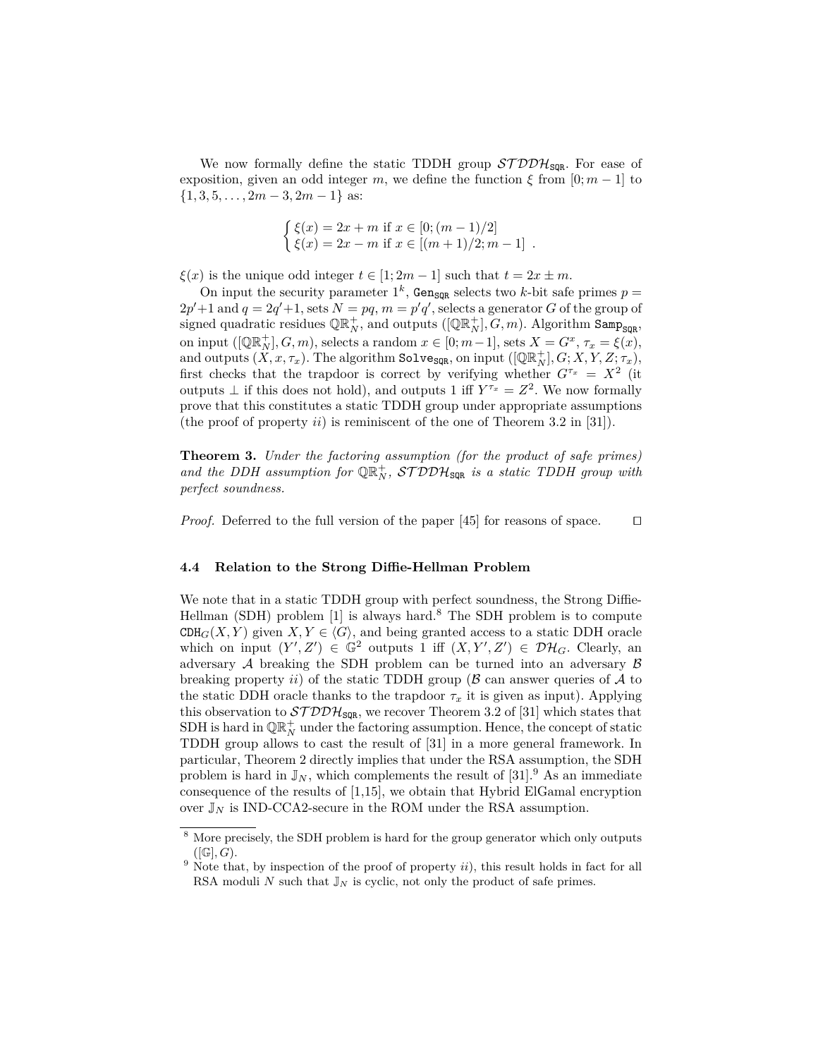We now formally define the static TDDH group $\mathcal{STDDH}_{\mathtt{SQR}}$. For ease of exposition, given an odd integer $m$, we define the function $\xi$ from $[0; m-1]$ to $\{1, 3, 5, \ldots, 2m-3, 2m-1\}$ as:

$$\begin{cases} \xi(x) = 2x + m \text{ if } x \in [0; (m-1)/2] \\ \xi(x) = 2x - m \text{ if } x \in [(m+1)/2; m-1] \end{cases} .$$

$\xi(x)$ is the unique odd integer $t \in [1; 2m-1]$ such that $t = 2x \pm m$.

On input the security parameter $1^k$, $\mathtt{Gen}_{\mathtt{SQR}}$ selects two $k$-bit safe primes $p = 2p'+1$ and $q = 2q'+1$, sets $N = pq$, $m = p'q'$, selects a generator $G$ of the group of signed quadratic residues $\mathbb{QR}_N^+$, and outputs $([\mathbb{QR}_N^+], G, m)$. Algorithm $\mathtt{Samp}_{\mathtt{SQR}}$, on input $([\mathbb{QR}_N^+], G, m)$, selects a random $x \in [0; m-1]$, sets $X = G^x$, $\tau_x = \xi(x)$, and outputs $(X, x, \tau_x)$. The algorithm $\mathtt{Solve}_{\mathtt{SQR}}$, on input $([\mathbb{QR}_N^+], G; X, Y, Z; \tau_x)$, first checks that the trapdoor is correct by verifying whether $G^{\tau_x} = X^2$ (it outputs $\perp$ if this does not hold), and outputs 1 iff $Y^{\tau_x} = Z^2$. We now formally prove that this constitutes a static TDDH group under appropriate assumptions (the proof of property *ii*) is reminiscent of the one of Theorem 3.2 in [31]).

**Theorem 3.** *Under the factoring assumption (for the product of safe primes) and the DDH assumption for $\mathbb{QR}_N^+$, $\mathcal{STDDH}_{\mathtt{SQR}}$ is a static TDDH group with perfect soundness.*

*Proof.* Deferred to the full version of the paper [45] for reasons of space. $\square$

### 4.4 Relation to the Strong Diffie-Hellman Problem

We note that in a static TDDH group with perfect soundness, the Strong Diffie-Hellman (SDH) problem [1] is always hard.[8] The SDH problem is to compute $\mathtt{CDH}_G(X, Y)$ given $X, Y \in \langle G \rangle$, and being granted access to a static DDH oracle which on input $(Y', Z') \in \mathbb{G}^2$ outputs 1 iff $(X, Y', Z') \in \mathcal{DH}_G$. Clearly, an adversary $\mathcal{A}$ breaking the SDH problem can be turned into an adversary $\mathcal{B}$ breaking property *ii*) of the static TDDH group ($\mathcal{B}$ can answer queries of $\mathcal{A}$ to the static DDH oracle thanks to the trapdoor $\tau_x$ it is given as input). Applying this observation to $\mathcal{STDDH}_{\mathtt{SQR}}$, we recover Theorem 3.2 of [31] which states that SDH is hard in $\mathbb{QR}_N^+$ under the factoring assumption. Hence, the concept of static TDDH group allows to cast the result of [31] in a more general framework. In particular, Theorem 2 directly implies that under the RSA assumption, the SDH problem is hard in $\mathbb{J}_N$, which complements the result of [31].[9] As an immediate consequence of the results of [1,15], we obtain that Hybrid ElGamal encryption over $\mathbb{J}_N$ is IND-CCA2-secure in the ROM under the RSA assumption.

[8] More precisely, the SDH problem is hard for the group generator which only outputs $([\mathbb{G}], G)$.

[9] Note that, by inspection of the proof of property *ii*), this result holds in fact for all RSA moduli $N$ such that $\mathbb{J}_N$ is cyclic, not only the product of safe primes.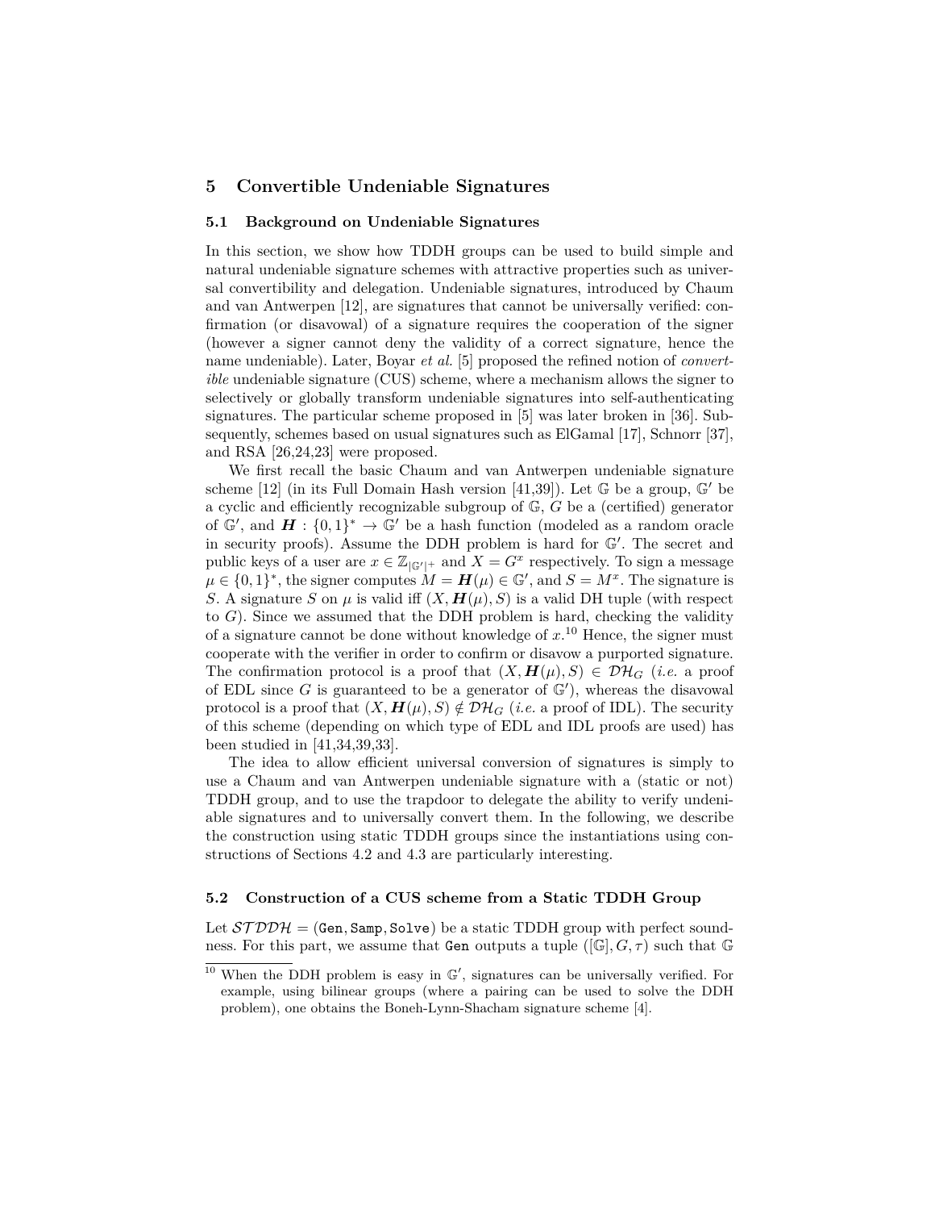## 5 Convertible Undeniable Signatures

### 5.1 Background on Undeniable Signatures

In this section, we show how TDDH groups can be used to build simple and natural undeniable signature schemes with attractive properties such as universal convertibility and delegation. Undeniable signatures, introduced by Chaum and van Antwerpen [12], are signatures that cannot be universally verified: confirmation (or disavowal) of a signature requires the cooperation of the signer (however a signer cannot deny the validity of a correct signature, hence the name undeniable). Later, Boyar *et al.* [5] proposed the refined notion of *convertible* undeniable signature (CUS) scheme, where a mechanism allows the signer to selectively or globally transform undeniable signatures into self-authenticating signatures. The particular scheme proposed in [5] was later broken in [36]. Subsequently, schemes based on usual signatures such as ElGamal [17], Schnorr [37], and RSA [26,24,23] were proposed.

We first recall the basic Chaum and van Antwerpen undeniable signature scheme [12] (in its Full Domain Hash version [41,39]). Let $\mathbb{G}$ be a group, $\mathbb{G}'$ be a cyclic and efficiently recognizable subgroup of $\mathbb{G}$, $G$ be a (certified) generator of $\mathbb{G}'$, and $\boldsymbol{H} : \{0,1\}^* \to \mathbb{G}'$ be a hash function (modeled as a random oracle in security proofs). Assume the DDH problem is hard for $\mathbb{G}'$. The secret and public keys of a user are $x \in \mathbb{Z}_{|\mathbb{G}'|^+}$ and $X = G^x$ respectively. To sign a message $\mu \in \{0,1\}^*$, the signer computes $M = \boldsymbol{H}(\mu) \in \mathbb{G}'$, and $S = M^x$. The signature is $S$. A signature $S$ on $\mu$ is valid iff $(X, \boldsymbol{H}(\mu), S)$ is a valid DH tuple (with respect to $G$). Since we assumed that the DDH problem is hard, checking the validity of a signature cannot be done without knowledge of $x$.[10] Hence, the signer must cooperate with the verifier in order to confirm or disavow a purported signature. The confirmation protocol is a proof that $(X, \boldsymbol{H}(\mu), S) \in \mathcal{DH}_G$ (*i.e.* a proof of EDL since $G$ is guaranteed to be a generator of $\mathbb{G}'$), whereas the disavowal protocol is a proof that $(X, \boldsymbol{H}(\mu), S) \notin \mathcal{DH}_G$ (*i.e.* a proof of IDL). The security of this scheme (depending on which type of EDL and IDL proofs are used) has been studied in [41,34,39,33].

The idea to allow efficient universal conversion of signatures is simply to use a Chaum and van Antwerpen undeniable signature with a (static or not) TDDH group, and to use the trapdoor to delegate the ability to verify undeniable signatures and to universally convert them. In the following, we describe the construction using static TDDH groups since the instantiations using constructions of Sections 4.2 and 4.3 are particularly interesting.

### 5.2 Construction of a CUS scheme from a Static TDDH Group

Let $\mathcal{STDDH} = (\texttt{Gen}, \texttt{Samp}, \texttt{Solve})$ be a static TDDH group with perfect soundness. For this part, we assume that Gen outputs a tuple $([\mathbb{G}], G, \tau)$ such that $\mathbb{G}$

[10] When the DDH problem is easy in $\mathbb{G}'$, signatures can be universally verified. For example, using bilinear groups (where a pairing can be used to solve the DDH problem), one obtains the Boneh-Lynn-Shacham signature scheme [4].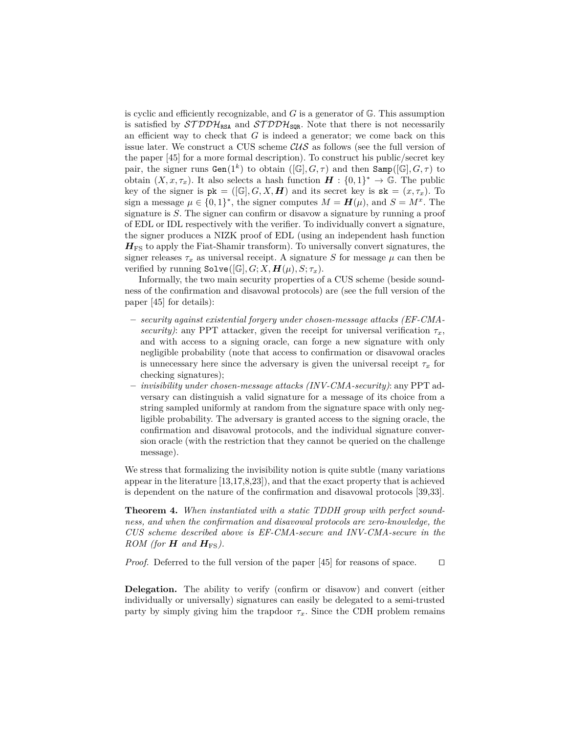is cyclic and efficiently recognizable, and $G$ is a generator of $\mathbb{G}$. This assumption is satisfied by $\mathcal{STDDH}_{\texttt{RSA}}$ and $\mathcal{STDDH}_{\texttt{SQR}}$. Note that there is not necessarily an efficient way to check that $G$ is indeed a generator; we come back on this issue later. We construct a CUS scheme $\mathcal{CUS}$ as follows (see the full version of the paper [45] for a more formal description). To construct his public/secret key pair, the signer runs $\texttt{Gen}(1^k)$ to obtain $([\mathbb{G}], G, \tau)$ and then $\texttt{Samp}([\mathbb{G}], G, \tau)$ to obtain $(X, x, \tau_x)$. It also selects a hash function $\boldsymbol{H} : \{0,1\}^* \rightarrow \mathbb{G}$. The public key of the signer is $\texttt{pk} = ([\mathbb{G}], G, X, \boldsymbol{H})$ and its secret key is $\texttt{sk} = (x, \tau_x)$. To sign a message $\mu \in \{0,1\}^*$, the signer computes $M = \boldsymbol{H}(\mu)$, and $S = M^x$. The signature is $S$. The signer can confirm or disavow a signature by running a proof of EDL or IDL respectively with the verifier. To individually convert a signature, the signer produces a NIZK proof of EDL (using an independent hash function $\boldsymbol{H}_{\mathrm{FS}}$ to apply the Fiat-Shamir transform). To universally convert signatures, the signer releases $\tau_x$ as universal receipt. A signature $S$ for message $\mu$ can then be verified by running $\texttt{Solve}([\mathbb{G}], G; X, \boldsymbol{H}(\mu), S; \tau_x)$.

Informally, the two main security properties of a CUS scheme (beside soundness of the confirmation and disavowal protocols) are (see the full version of the paper [45] for details):

- *security against existential forgery under chosen-message attacks (EF-CMA-security)*: any PPT attacker, given the receipt for universal verification $\tau_x$, and with access to a signing oracle, can forge a new signature with only negligible probability (note that access to confirmation or disavowal oracles is unnecessary here since the adversary is given the universal receipt $\tau_x$ for checking signatures);
- *invisibility under chosen-message attacks (INV-CMA-security)*: any PPT adversary can distinguish a valid signature for a message of its choice from a string sampled uniformly at random from the signature space with only negligible probability. The adversary is granted access to the signing oracle, the confirmation and disavowal protocols, and the individual signature conversion oracle (with the restriction that they cannot be queried on the challenge message).

We stress that formalizing the invisibility notion is quite subtle (many variations appear in the literature [13,17,8,23]), and that the exact property that is achieved is dependent on the nature of the confirmation and disavowal protocols [39,33].

**Theorem 4.** *When instantiated with a static TDDH group with perfect soundness, and when the confirmation and disavowal protocols are zero-knowledge, the CUS scheme described above is EF-CMA-secure and INV-CMA-secure in the ROM (for $\boldsymbol{H}$ and $\boldsymbol{H}_{\mathrm{FS}}$).*

*Proof.* Deferred to the full version of the paper [45] for reasons of space. ◻

**Delegation.** The ability to verify (confirm or disavow) and convert (either individually or universally) signatures can easily be delegated to a semi-trusted party by simply giving him the trapdoor $\tau_x$. Since the CDH problem remains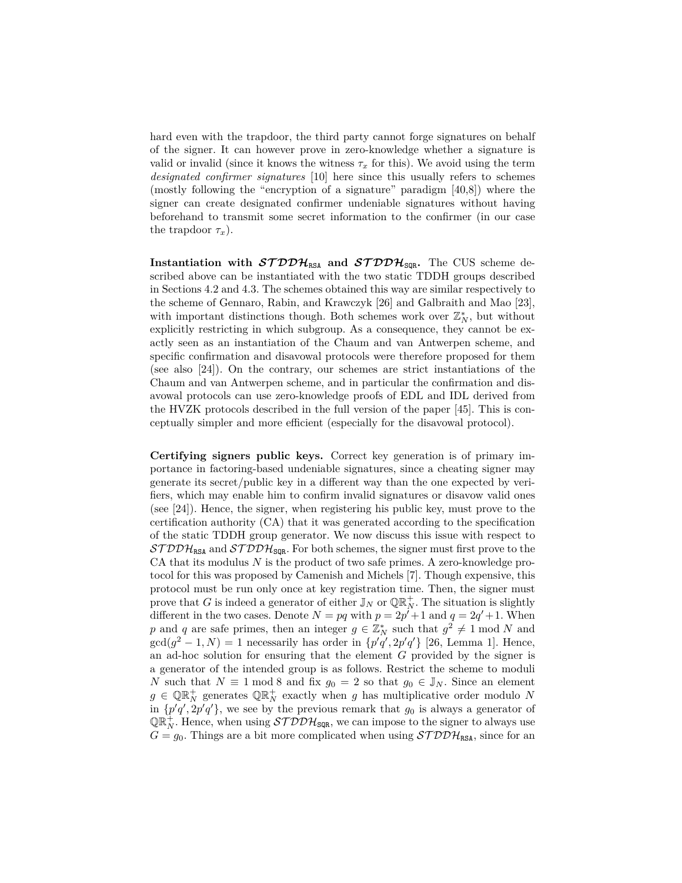hard even with the trapdoor, the third party cannot forge signatures on behalf of the signer. It can however prove in zero-knowledge whether a signature is valid or invalid (since it knows the witness $\tau_x$ for this). We avoid using the term *designated confirmer signatures* [10] here since this usually refers to schemes (mostly following the "encryption of a signature" paradigm [40,8]) where the signer can create designated confirmer undeniable signatures without having beforehand to transmit some secret information to the confirmer (in our case the trapdoor $\tau_x$).

**Instantiation with $\mathcal{STDDH}_{\texttt{RSA}}$ and $\mathcal{STDDH}_{\texttt{SQR}}$.** The CUS scheme described above can be instantiated with the two static TDDH groups described in Sections 4.2 and 4.3. The schemes obtained this way are similar respectively to the scheme of Gennaro, Rabin, and Krawczyk [26] and Galbraith and Mao [23], with important distinctions though. Both schemes work over $\mathbb{Z}_N^*$, but without explicitly restricting in which subgroup. As a consequence, they cannot be exactly seen as an instantiation of the Chaum and van Antwerpen scheme, and specific confirmation and disavowal protocols were therefore proposed for them (see also [24]). On the contrary, our schemes are strict instantiations of the Chaum and van Antwerpen scheme, and in particular the confirmation and disavowal protocols can use zero-knowledge proofs of EDL and IDL derived from the HVZK protocols described in the full version of the paper [45]. This is conceptually simpler and more efficient (especially for the disavowal protocol).

**Certifying signers public keys.** Correct key generation is of primary importance in factoring-based undeniable signatures, since a cheating signer may generate its secret/public key in a different way than the one expected by verifiers, which may enable him to confirm invalid signatures or disavow valid ones (see [24]). Hence, the signer, when registering his public key, must prove to the certification authority (CA) that it was generated according to the specification of the static TDDH group generator. We now discuss this issue with respect to $\mathcal{STDDH}_{\texttt{RSA}}$ and $\mathcal{STDDH}_{\texttt{SQR}}$. For both schemes, the signer must first prove to the CA that its modulus $N$ is the product of two safe primes. A zero-knowledge protocol for this was proposed by Camenish and Michels [7]. Though expensive, this protocol must be run only once at key registration time. Then, the signer must prove that $G$ is indeed a generator of either $\mathbb{J}_N$ or $\mathbb{QR}_N^+$. The situation is slightly different in the two cases. Denote $N = pq$ with $p = 2p'+1$ and $q = 2q'+1$. When $p$ and $q$ are safe primes, then an integer $g \in \mathbb{Z}_N^*$ such that $g^2 \neq 1 \bmod N$ and $\gcd(g^2-1, N) = 1$ necessarily has order in $\{p'q', 2p'q'\}$ [26, Lemma 1]. Hence, an ad-hoc solution for ensuring that the element $G$ provided by the signer is a generator of the intended group is as follows. Restrict the scheme to moduli $N$ such that $N \equiv 1 \bmod 8$ and fix $g_0 = 2$ so that $g_0 \in \mathbb{J}_N$. Since an element $g \in \mathbb{QR}_N^+$ generates $\mathbb{QR}_N^+$ exactly when $g$ has multiplicative order modulo $N$ in $\{p'q', 2p'q'\}$, we see by the previous remark that $g_0$ is always a generator of $\mathbb{QR}_N^+$. Hence, when using $\mathcal{STDDH}_{\texttt{SQR}}$, we can impose to the signer to always use $G = g_0$. Things are a bit more complicated when using $\mathcal{STDDH}_{\texttt{RSA}}$, since for an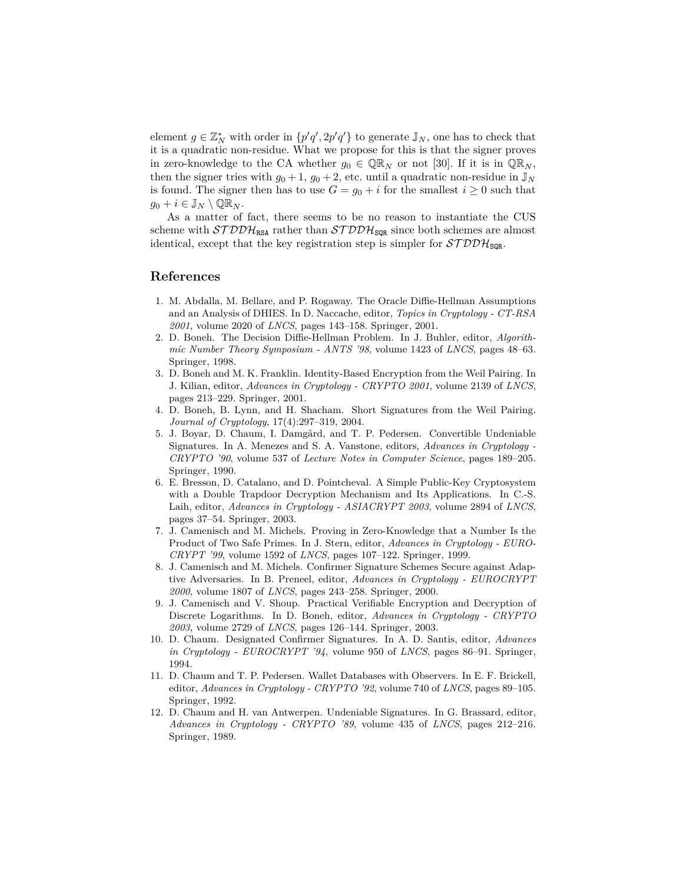element $g \in \mathbb{Z}_N^*$ with order in $\{p'q', 2p'q'\}$ to generate $\mathbb{J}_N$, one has to check that it is a quadratic non-residue. What we propose for this is that the signer proves in zero-knowledge to the CA whether $g_0 \in \mathbb{QR}_N$ or not [30]. If it is in $\mathbb{QR}_N$, then the signer tries with $g_0 + 1$, $g_0 + 2$, etc. until a quadratic non-residue in $\mathbb{J}_N$ is found. The signer then has to use $G = g_0 + i$ for the smallest $i \geq 0$ such that $g_0 + i \in \mathbb{J}_N \setminus \mathbb{QR}_N$.

As a matter of fact, there seems to be no reason to instantiate the CUS scheme with $\mathcal{STDDH}_{\mathtt{RSA}}$ rather than $\mathcal{STDDH}_{\mathtt{SQR}}$ since both schemes are almost identical, except that the key registration step is simpler for $\mathcal{STDDH}_{\mathtt{SQR}}$.

## References

1. M. Abdalla, M. Bellare, and P. Rogaway. The Oracle Diffie-Hellman Assumptions and an Analysis of DHIES. In D. Naccache, editor, *Topics in Cryptology - CT-RSA 2001*, volume 2020 of *LNCS*, pages 143–158. Springer, 2001.
2. D. Boneh. The Decision Diffie-Hellman Problem. In J. Buhler, editor, *Algorithmic Number Theory Symposium - ANTS '98*, volume 1423 of *LNCS*, pages 48–63. Springer, 1998.
3. D. Boneh and M. K. Franklin. Identity-Based Encryption from the Weil Pairing. In J. Kilian, editor, *Advances in Cryptology - CRYPTO 2001*, volume 2139 of *LNCS*, pages 213–229. Springer, 2001.
4. D. Boneh, B. Lynn, and H. Shacham. Short Signatures from the Weil Pairing. *Journal of Cryptology*, 17(4):297–319, 2004.
5. J. Boyar, D. Chaum, I. Damgård, and T. P. Pedersen. Convertible Undeniable Signatures. In A. Menezes and S. A. Vanstone, editors, *Advances in Cryptology - CRYPTO '90*, volume 537 of *Lecture Notes in Computer Science*, pages 189–205. Springer, 1990.
6. E. Bresson, D. Catalano, and D. Pointcheval. A Simple Public-Key Cryptosystem with a Double Trapdoor Decryption Mechanism and Its Applications. In C.-S. Laih, editor, *Advances in Cryptology - ASIACRYPT 2003*, volume 2894 of *LNCS*, pages 37–54. Springer, 2003.
7. J. Camenisch and M. Michels. Proving in Zero-Knowledge that a Number Is the Product of Two Safe Primes. In J. Stern, editor, *Advances in Cryptology - EUROCRYPT '99*, volume 1592 of *LNCS*, pages 107–122. Springer, 1999.
8. J. Camenisch and M. Michels. Confirmer Signature Schemes Secure against Adaptive Adversaries. In B. Preneel, editor, *Advances in Cryptology - EUROCRYPT 2000*, volume 1807 of *LNCS*, pages 243–258. Springer, 2000.
9. J. Camenisch and V. Shoup. Practical Verifiable Encryption and Decryption of Discrete Logarithms. In D. Boneh, editor, *Advances in Cryptology - CRYPTO 2003*, volume 2729 of *LNCS*, pages 126–144. Springer, 2003.
10. D. Chaum. Designated Confirmer Signatures. In A. D. Santis, editor, *Advances in Cryptology - EUROCRYPT '94*, volume 950 of *LNCS*, pages 86–91. Springer, 1994.
11. D. Chaum and T. P. Pedersen. Wallet Databases with Observers. In E. F. Brickell, editor, *Advances in Cryptology - CRYPTO '92*, volume 740 of *LNCS*, pages 89–105. Springer, 1992.
12. D. Chaum and H. van Antwerpen. Undeniable Signatures. In G. Brassard, editor, *Advances in Cryptology - CRYPTO '89*, volume 435 of *LNCS*, pages 212–216. Springer, 1989.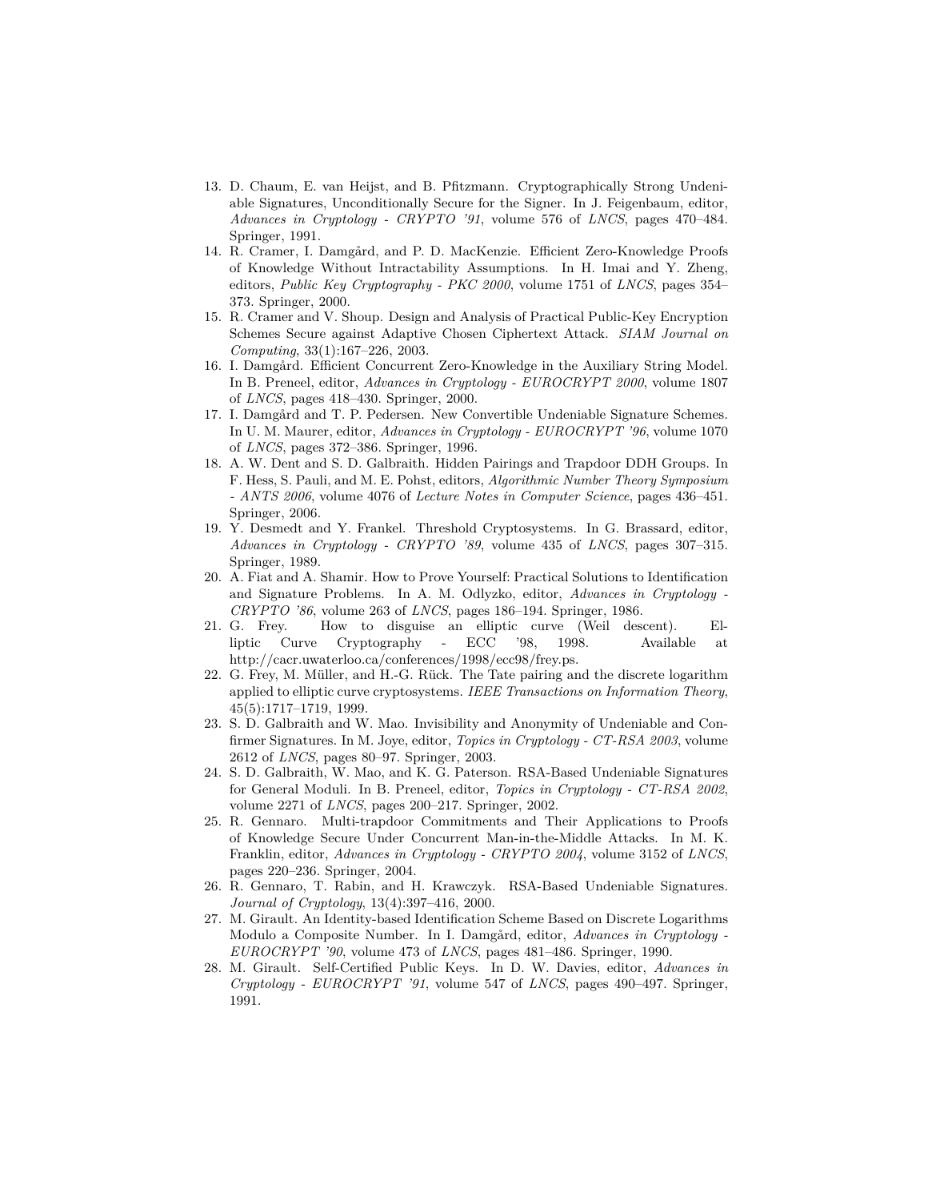13. D. Chaum, E. van Heijst, and B. Pfitzmann. Cryptographically Strong Undeniable Signatures, Unconditionally Secure for the Signer. In J. Feigenbaum, editor, *Advances in Cryptology - CRYPTO '91*, volume 576 of *LNCS*, pages 470–484. Springer, 1991.
14. R. Cramer, I. Damgård, and P. D. MacKenzie. Efficient Zero-Knowledge Proofs of Knowledge Without Intractability Assumptions. In H. Imai and Y. Zheng, editors, *Public Key Cryptography - PKC 2000*, volume 1751 of *LNCS*, pages 354–373. Springer, 2000.
15. R. Cramer and V. Shoup. Design and Analysis of Practical Public-Key Encryption Schemes Secure against Adaptive Chosen Ciphertext Attack. *SIAM Journal on Computing*, 33(1):167–226, 2003.
16. I. Damgård. Efficient Concurrent Zero-Knowledge in the Auxiliary String Model. In B. Preneel, editor, *Advances in Cryptology - EUROCRYPT 2000*, volume 1807 of *LNCS*, pages 418–430. Springer, 2000.
17. I. Damgård and T. P. Pedersen. New Convertible Undeniable Signature Schemes. In U. M. Maurer, editor, *Advances in Cryptology - EUROCRYPT '96*, volume 1070 of *LNCS*, pages 372–386. Springer, 1996.
18. A. W. Dent and S. D. Galbraith. Hidden Pairings and Trapdoor DDH Groups. In F. Hess, S. Pauli, and M. E. Pohst, editors, *Algorithmic Number Theory Symposium - ANTS 2006*, volume 4076 of *Lecture Notes in Computer Science*, pages 436–451. Springer, 2006.
19. Y. Desmedt and Y. Frankel. Threshold Cryptosystems. In G. Brassard, editor, *Advances in Cryptology - CRYPTO '89*, volume 435 of *LNCS*, pages 307–315. Springer, 1989.
20. A. Fiat and A. Shamir. How to Prove Yourself: Practical Solutions to Identification and Signature Problems. In A. M. Odlyzko, editor, *Advances in Cryptology - CRYPTO '86*, volume 263 of *LNCS*, pages 186–194. Springer, 1986.
21. G. Frey. How to disguise an elliptic curve (Weil descent). Elliptic Curve Cryptography - ECC '98, 1998. Available at http://cacr.uwaterloo.ca/conferences/1998/ecc98/frey.ps.
22. G. Frey, M. Müller, and H.-G. Rück. The Tate pairing and the discrete logarithm applied to elliptic curve cryptosystems. *IEEE Transactions on Information Theory*, 45(5):1717–1719, 1999.
23. S. D. Galbraith and W. Mao. Invisibility and Anonymity of Undeniable and Confirmer Signatures. In M. Joye, editor, *Topics in Cryptology - CT-RSA 2003*, volume 2612 of *LNCS*, pages 80–97. Springer, 2003.
24. S. D. Galbraith, W. Mao, and K. G. Paterson. RSA-Based Undeniable Signatures for General Moduli. In B. Preneel, editor, *Topics in Cryptology - CT-RSA 2002*, volume 2271 of *LNCS*, pages 200–217. Springer, 2002.
25. R. Gennaro. Multi-trapdoor Commitments and Their Applications to Proofs of Knowledge Secure Under Concurrent Man-in-the-Middle Attacks. In M. K. Franklin, editor, *Advances in Cryptology - CRYPTO 2004*, volume 3152 of *LNCS*, pages 220–236. Springer, 2004.
26. R. Gennaro, T. Rabin, and H. Krawczyk. RSA-Based Undeniable Signatures. *Journal of Cryptology*, 13(4):397–416, 2000.
27. M. Girault. An Identity-based Identification Scheme Based on Discrete Logarithms Modulo a Composite Number. In I. Damgård, editor, *Advances in Cryptology - EUROCRYPT '90*, volume 473 of *LNCS*, pages 481–486. Springer, 1990.
28. M. Girault. Self-Certified Public Keys. In D. W. Davies, editor, *Advances in Cryptology - EUROCRYPT '91*, volume 547 of *LNCS*, pages 490–497. Springer, 1991.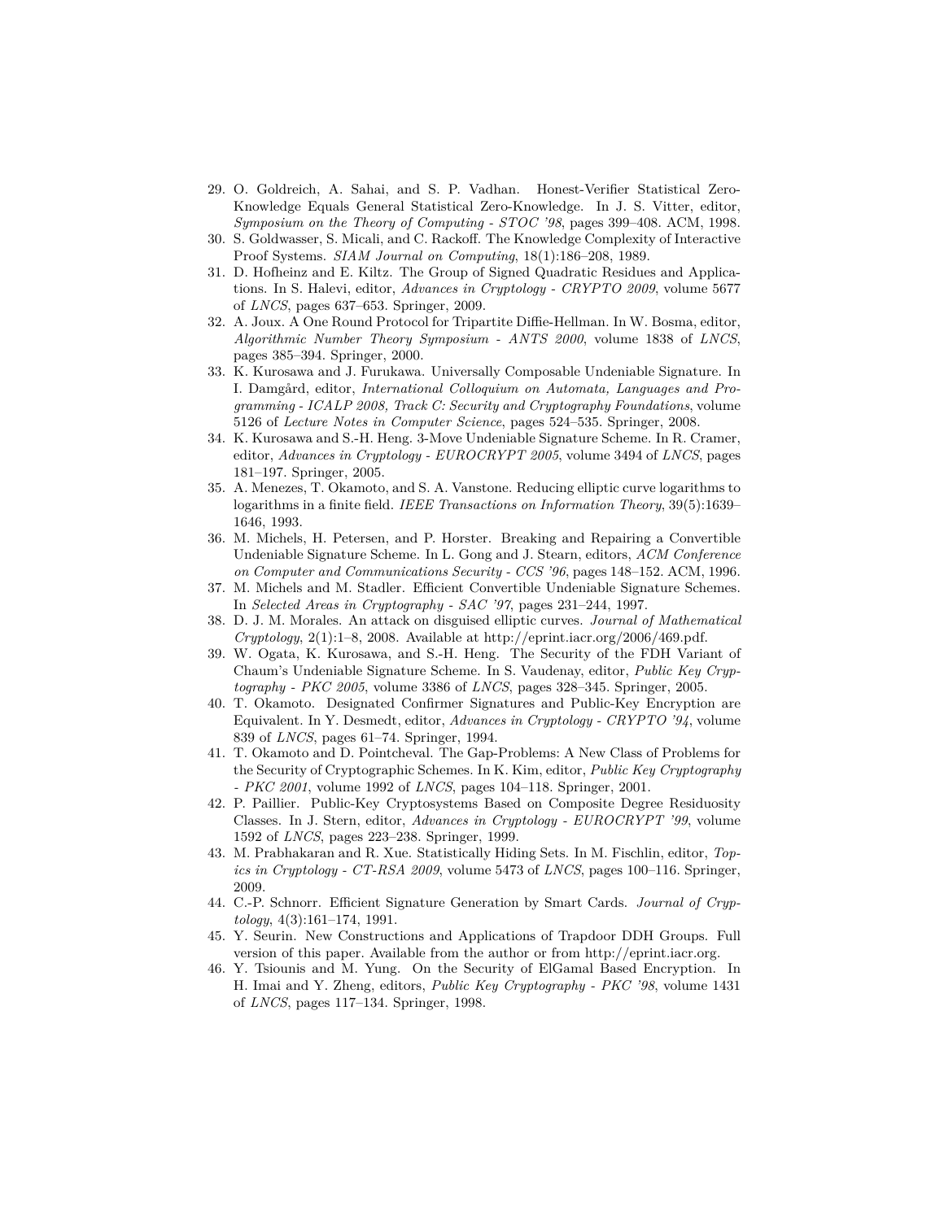29. O. Goldreich, A. Sahai, and S. P. Vadhan. Honest-Verifier Statistical Zero-Knowledge Equals General Statistical Zero-Knowledge. In J. S. Vitter, editor, *Symposium on the Theory of Computing - STOC '98*, pages 399–408. ACM, 1998.
30. S. Goldwasser, S. Micali, and C. Rackoff. The Knowledge Complexity of Interactive Proof Systems. *SIAM Journal on Computing*, 18(1):186–208, 1989.
31. D. Hofheinz and E. Kiltz. The Group of Signed Quadratic Residues and Applications. In S. Halevi, editor, *Advances in Cryptology - CRYPTO 2009*, volume 5677 of *LNCS*, pages 637–653. Springer, 2009.
32. A. Joux. A One Round Protocol for Tripartite Diffie-Hellman. In W. Bosma, editor, *Algorithmic Number Theory Symposium - ANTS 2000*, volume 1838 of *LNCS*, pages 385–394. Springer, 2000.
33. K. Kurosawa and J. Furukawa. Universally Composable Undeniable Signature. In I. Damgård, editor, *International Colloquium on Automata, Languages and Programming - ICALP 2008, Track C: Security and Cryptography Foundations*, volume 5126 of *Lecture Notes in Computer Science*, pages 524–535. Springer, 2008.
34. K. Kurosawa and S.-H. Heng. 3-Move Undeniable Signature Scheme. In R. Cramer, editor, *Advances in Cryptology - EUROCRYPT 2005*, volume 3494 of *LNCS*, pages 181–197. Springer, 2005.
35. A. Menezes, T. Okamoto, and S. A. Vanstone. Reducing elliptic curve logarithms to logarithms in a finite field. *IEEE Transactions on Information Theory*, 39(5):1639–1646, 1993.
36. M. Michels, H. Petersen, and P. Horster. Breaking and Repairing a Convertible Undeniable Signature Scheme. In L. Gong and J. Stearn, editors, *ACM Conference on Computer and Communications Security - CCS '96*, pages 148–152. ACM, 1996.
37. M. Michels and M. Stadler. Efficient Convertible Undeniable Signature Schemes. In *Selected Areas in Cryptography - SAC '97*, pages 231–244, 1997.
38. D. J. M. Morales. An attack on disguised elliptic curves. *Journal of Mathematical Cryptology*, 2(1):1–8, 2008. Available at http://eprint.iacr.org/2006/469.pdf.
39. W. Ogata, K. Kurosawa, and S.-H. Heng. The Security of the FDH Variant of Chaum's Undeniable Signature Scheme. In S. Vaudenay, editor, *Public Key Cryptography - PKC 2005*, volume 3386 of *LNCS*, pages 328–345. Springer, 2005.
40. T. Okamoto. Designated Confirmer Signatures and Public-Key Encryption are Equivalent. In Y. Desmedt, editor, *Advances in Cryptology - CRYPTO '94*, volume 839 of *LNCS*, pages 61–74. Springer, 1994.
41. T. Okamoto and D. Pointcheval. The Gap-Problems: A New Class of Problems for the Security of Cryptographic Schemes. In K. Kim, editor, *Public Key Cryptography - PKC 2001*, volume 1992 of *LNCS*, pages 104–118. Springer, 2001.
42. P. Paillier. Public-Key Cryptosystems Based on Composite Degree Residuosity Classes. In J. Stern, editor, *Advances in Cryptology - EUROCRYPT '99*, volume 1592 of *LNCS*, pages 223–238. Springer, 1999.
43. M. Prabhakaran and R. Xue. Statistically Hiding Sets. In M. Fischlin, editor, *Topics in Cryptology - CT-RSA 2009*, volume 5473 of *LNCS*, pages 100–116. Springer, 2009.
44. C.-P. Schnorr. Efficient Signature Generation by Smart Cards. *Journal of Cryptology*, 4(3):161–174, 1991.
45. Y. Seurin. New Constructions and Applications of Trapdoor DDH Groups. Full version of this paper. Available from the author or from http://eprint.iacr.org.
46. Y. Tsiounis and M. Yung. On the Security of ElGamal Based Encryption. In H. Imai and Y. Zheng, editors, *Public Key Cryptography - PKC '98*, volume 1431 of *LNCS*, pages 117–134. Springer, 1998.